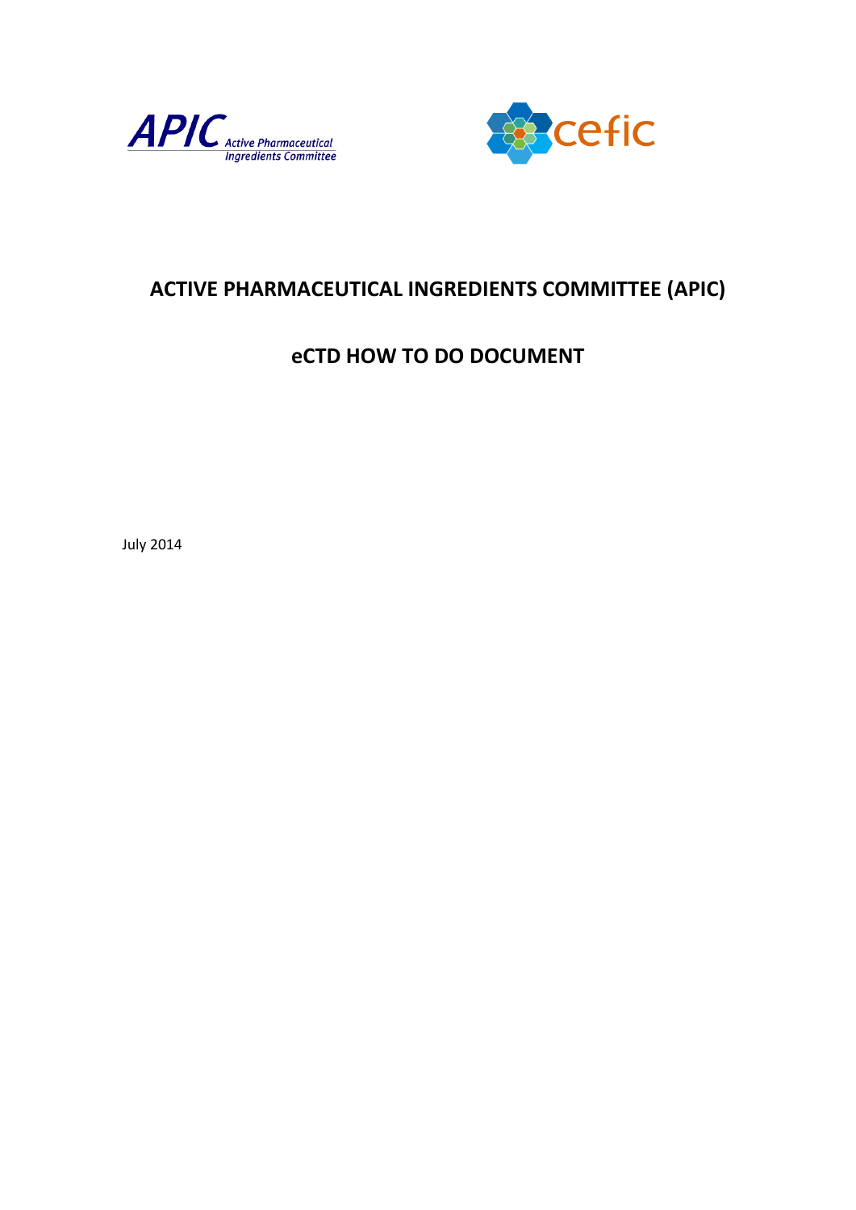APIC Active Pharmaceutical Ingredients Committee

cefic

# ACTIVE PHARMACEUTICAL INGREDIENTS COMMITTEE (APIC)

## eCTD HOW TO DO DOCUMENT

July 2014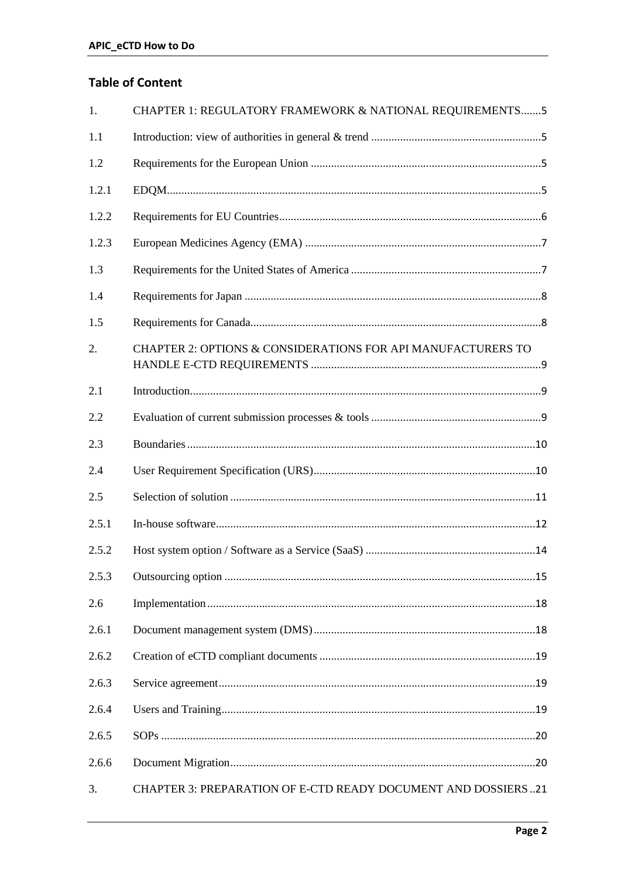## Table of Content

1. CHAPTER 1: REGULATORY FRAMEWORK & NATIONAL REQUIREMENTS.......5

1.1 Introduction: view of authorities in general & trend ..........................................................5

1.2 Requirements for the European Union ...............................................................................5

1.2.1 EDQM...............................................................................................................................5

1.2.2 Requirements for EU Countries..........................................................................................6

1.2.3 European Medicines Agency (EMA) ..................................................................................7

1.3 Requirements for the United States of America .................................................................7

1.4 Requirements for Japan .....................................................................................................8

1.5 Requirements for Canada...................................................................................................8

2. CHAPTER 2: OPTIONS & CONSIDERATIONS FOR API MANUFACTURERS TO HANDLE E-CTD REQUIREMENTS ...............................................................................9

2.1 Introduction........................................................................................................................9

2.2 Evaluation of current submission processes & tools ..........................................................9

2.3 Boundaries.......................................................................................................................10

2.4 User Requirement Specification (URS)............................................................................10

2.5 Selection of solution ........................................................................................................11

2.5.1 In-house software.............................................................................................................12

2.5.2 Host system option / Software as a Service (SaaS) ..........................................................14

2.5.3 Outsourcing option ..........................................................................................................15

2.6 Implementation................................................................................................................18

2.6.1 Document management system (DMS)............................................................................18

2.6.2 Creation of eCTD compliant documents ..........................................................................19

2.6.3 Service agreement............................................................................................................19

2.6.4 Users and Training...........................................................................................................19

2.6.5 SOPs ...............................................................................................................................20

2.6.6 Document Migration........................................................................................................20

3. CHAPTER 3: PREPARATION OF E-CTD READY DOCUMENT AND DOSSIERS ..21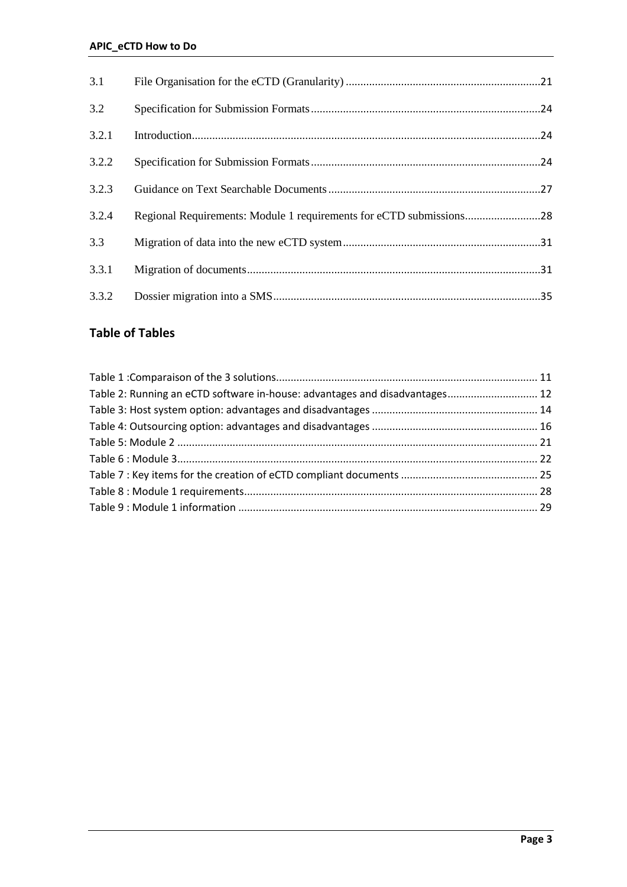| | | |
|---|---|---|
| 3.1 | File Organisation for the eCTD (Granularity) | 21 |
| 3.2 | Specification for Submission Formats | 24 |
| 3.2.1 | Introduction | 24 |
| 3.2.2 | Specification for Submission Formats | 24 |
| 3.2.3 | Guidance on Text Searchable Documents | 27 |
| 3.2.4 | Regional Requirements: Module 1 requirements for eCTD submissions | 28 |
| 3.3 | Migration of data into the new eCTD system | 31 |
| 3.3.1 | Migration of documents | 31 |
| 3.3.2 | Dossier migration into a SMS | 35 |

## Table of Tables

| | |
|---|---|
| Table 1 :Comparaison of the 3 solutions | 11 |
| Table 2: Running an eCTD software in-house: advantages and disadvantages | 12 |
| Table 3: Host system option: advantages and disadvantages | 14 |
| Table 4: Outsourcing option: advantages and disadvantages | 16 |
| Table 5: Module 2 | 21 |
| Table 6 : Module 3 | 22 |
| Table 7 : Key items for the creation of eCTD compliant documents | 25 |
| Table 8 : Module 1 requirements | 28 |
| Table 9 : Module 1 information | 29 |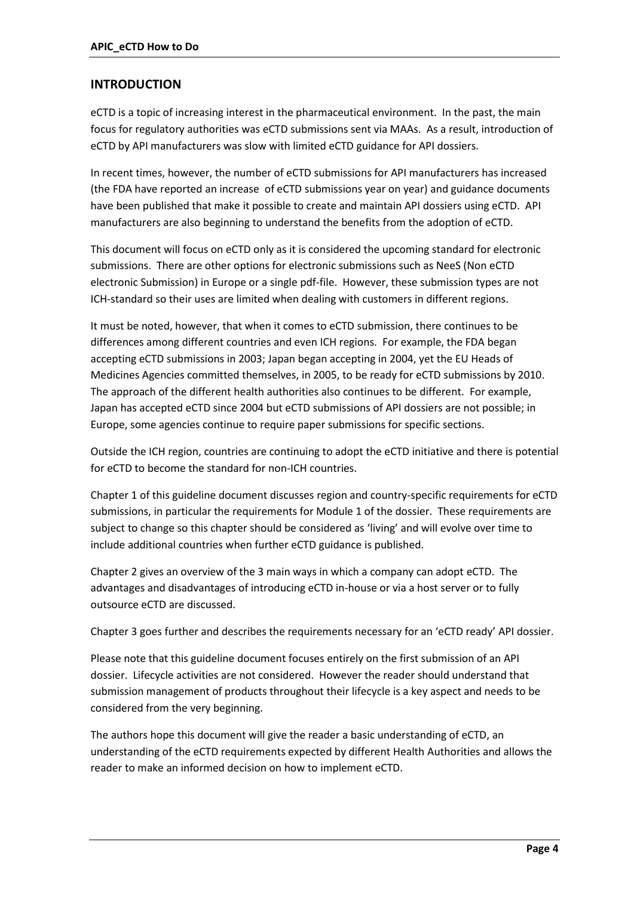## INTRODUCTION

eCTD is a topic of increasing interest in the pharmaceutical environment. In the past, the main focus for regulatory authorities was eCTD submissions sent via MAAs. As a result, introduction of eCTD by API manufacturers was slow with limited eCTD guidance for API dossiers.

In recent times, however, the number of eCTD submissions for API manufacturers has increased (the FDA have reported an increase of eCTD submissions year on year) and guidance documents have been published that make it possible to create and maintain API dossiers using eCTD. API manufacturers are also beginning to understand the benefits from the adoption of eCTD.

This document will focus on eCTD only as it is considered the upcoming standard for electronic submissions. There are other options for electronic submissions such as NeeS (Non eCTD electronic Submission) in Europe or a single pdf-file. However, these submission types are not ICH-standard so their uses are limited when dealing with customers in different regions.

It must be noted, however, that when it comes to eCTD submission, there continues to be differences among different countries and even ICH regions. For example, the FDA began accepting eCTD submissions in 2003; Japan began accepting in 2004, yet the EU Heads of Medicines Agencies committed themselves, in 2005, to be ready for eCTD submissions by 2010. The approach of the different health authorities also continues to be different. For example, Japan has accepted eCTD since 2004 but eCTD submissions of API dossiers are not possible; in Europe, some agencies continue to require paper submissions for specific sections.

Outside the ICH region, countries are continuing to adopt the eCTD initiative and there is potential for eCTD to become the standard for non-ICH countries.

Chapter 1 of this guideline document discusses region and country-specific requirements for eCTD submissions, in particular the requirements for Module 1 of the dossier. These requirements are subject to change so this chapter should be considered as 'living' and will evolve over time to include additional countries when further eCTD guidance is published.

Chapter 2 gives an overview of the 3 main ways in which a company can adopt eCTD. The advantages and disadvantages of introducing eCTD in-house or via a host server or to fully outsource eCTD are discussed.

Chapter 3 goes further and describes the requirements necessary for an 'eCTD ready' API dossier.

Please note that this guideline document focuses entirely on the first submission of an API dossier. Lifecycle activities are not considered. However the reader should understand that submission management of products throughout their lifecycle is a key aspect and needs to be considered from the very beginning.

The authors hope this document will give the reader a basic understanding of eCTD, an understanding of the eCTD requirements expected by different Health Authorities and allows the reader to make an informed decision on how to implement eCTD.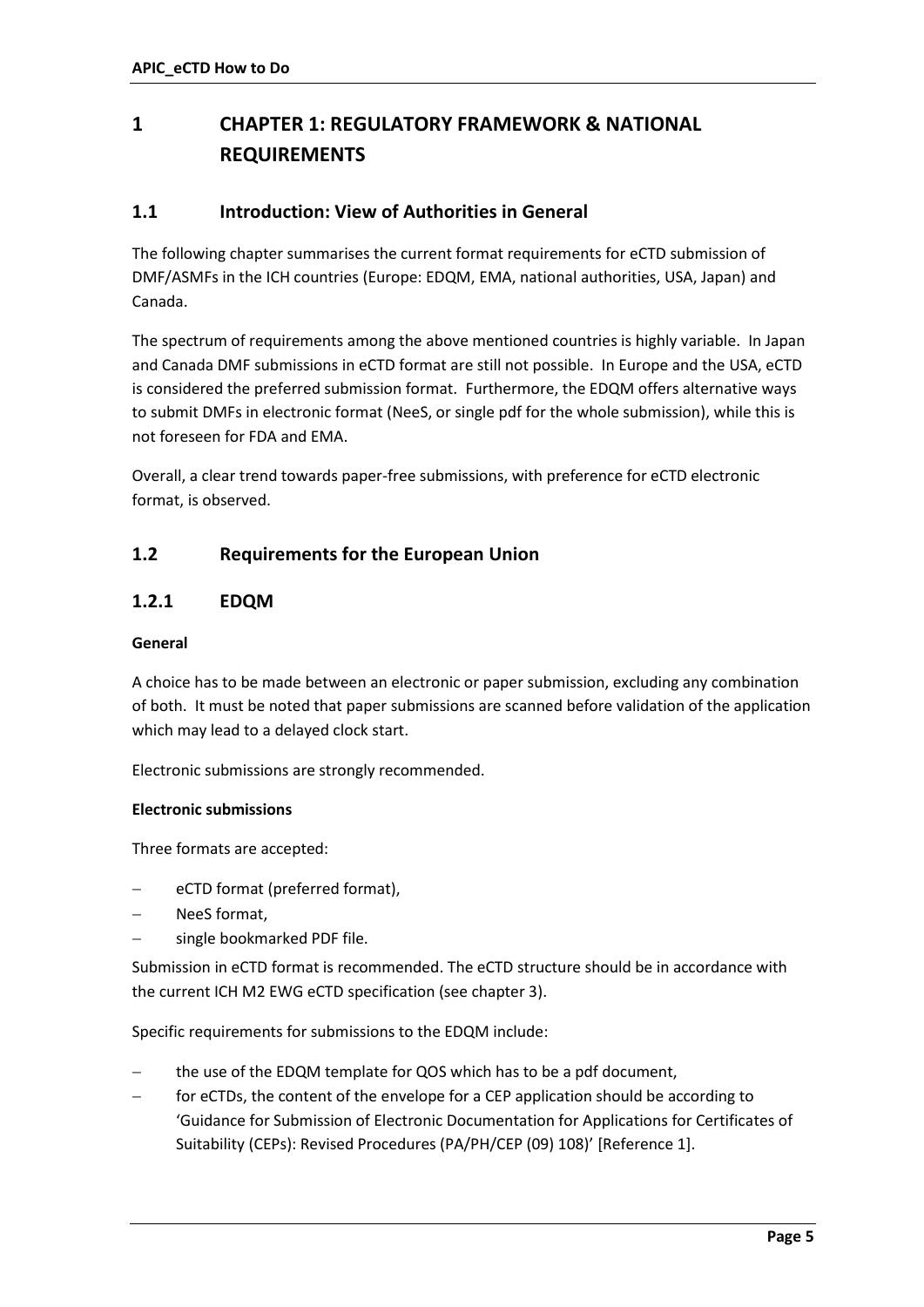# 1 CHAPTER 1: REGULATORY FRAMEWORK & NATIONAL REQUIREMENTS

## 1.1 Introduction: View of Authorities in General

The following chapter summarises the current format requirements for eCTD submission of DMF/ASMFs in the ICH countries (Europe: EDQM, EMA, national authorities, USA, Japan) and Canada.

The spectrum of requirements among the above mentioned countries is highly variable. In Japan and Canada DMF submissions in eCTD format are still not possible. In Europe and the USA, eCTD is considered the preferred submission format. Furthermore, the EDQM offers alternative ways to submit DMFs in electronic format (NeeS, or single pdf for the whole submission), while this is not foreseen for FDA and EMA.

Overall, a clear trend towards paper-free submissions, with preference for eCTD electronic format, is observed.

## 1.2 Requirements for the European Union

### 1.2.1 EDQM

**General**

A choice has to be made between an electronic or paper submission, excluding any combination of both. It must be noted that paper submissions are scanned before validation of the application which may lead to a delayed clock start.

Electronic submissions are strongly recommended.

**Electronic submissions**

Three formats are accepted:

- eCTD format (preferred format),
- NeeS format,
- single bookmarked PDF file.

Submission in eCTD format is recommended. The eCTD structure should be in accordance with the current ICH M2 EWG eCTD specification (see chapter 3).

Specific requirements for submissions to the EDQM include:

- the use of the EDQM template for QOS which has to be a pdf document,
- for eCTDs, the content of the envelope for a CEP application should be according to 'Guidance for Submission of Electronic Documentation for Applications for Certificates of Suitability (CEPs): Revised Procedures (PA/PH/CEP (09) 108)' [Reference 1].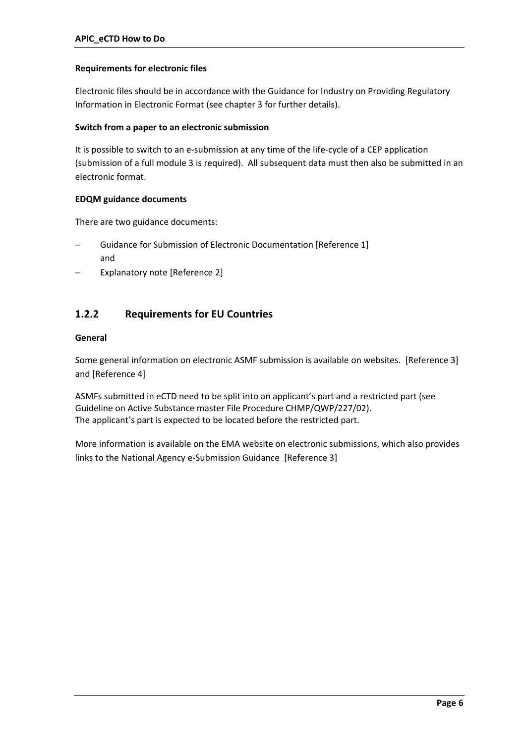**Requirements for electronic files**

Electronic files should be in accordance with the Guidance for Industry on Providing Regulatory Information in Electronic Format (see chapter 3 for further details).

**Switch from a paper to an electronic submission**

It is possible to switch to an e-submission at any time of the life-cycle of a CEP application (submission of a full module 3 is required). All subsequent data must then also be submitted in an electronic format.

**EDQM guidance documents**

There are two guidance documents:

- Guidance for Submission of Electronic Documentation [Reference 1] and
- Explanatory note [Reference 2]

### 1.2.2 Requirements for EU Countries

**General**

Some general information on electronic ASMF submission is available on websites. [Reference 3] and [Reference 4]

ASMFs submitted in eCTD need to be split into an applicant's part and a restricted part (see Guideline on Active Substance master File Procedure CHMP/QWP/227/02).
The applicant's part is expected to be located before the restricted part.

More information is available on the EMA website on electronic submissions, which also provides links to the National Agency e-Submission Guidance [Reference 3]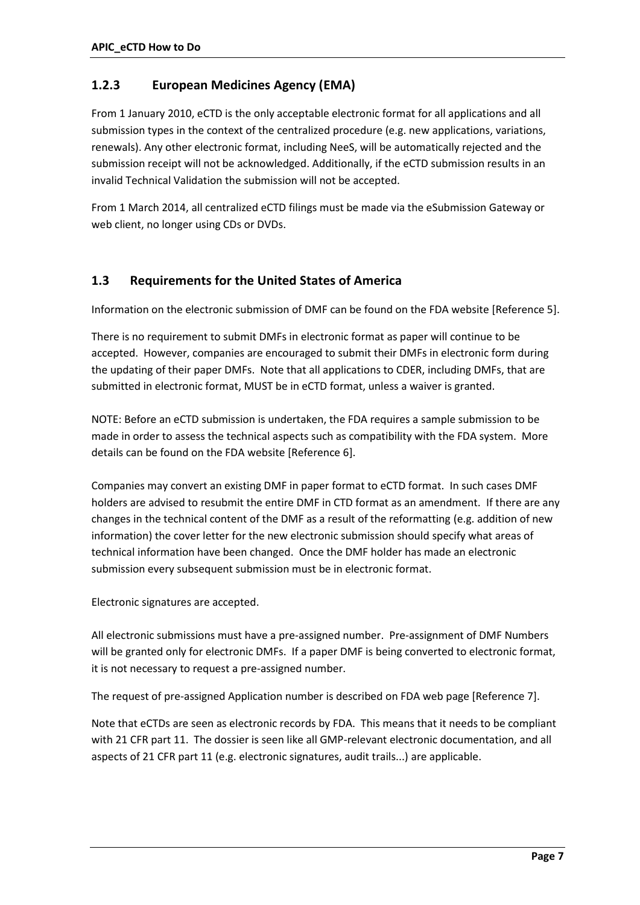### 1.2.3 European Medicines Agency (EMA)

From 1 January 2010, eCTD is the only acceptable electronic format for all applications and all submission types in the context of the centralized procedure (e.g. new applications, variations, renewals). Any other electronic format, including NeeS, will be automatically rejected and the submission receipt will not be acknowledged. Additionally, if the eCTD submission results in an invalid Technical Validation the submission will not be accepted.

From 1 March 2014, all centralized eCTD filings must be made via the eSubmission Gateway or web client, no longer using CDs or DVDs.

## 1.3 Requirements for the United States of America

Information on the electronic submission of DMF can be found on the FDA website [Reference 5].

There is no requirement to submit DMFs in electronic format as paper will continue to be accepted. However, companies are encouraged to submit their DMFs in electronic form during the updating of their paper DMFs. Note that all applications to CDER, including DMFs, that are submitted in electronic format, MUST be in eCTD format, unless a waiver is granted.

NOTE: Before an eCTD submission is undertaken, the FDA requires a sample submission to be made in order to assess the technical aspects such as compatibility with the FDA system. More details can be found on the FDA website [Reference 6].

Companies may convert an existing DMF in paper format to eCTD format. In such cases DMF holders are advised to resubmit the entire DMF in CTD format as an amendment. If there are any changes in the technical content of the DMF as a result of the reformatting (e.g. addition of new information) the cover letter for the new electronic submission should specify what areas of technical information have been changed. Once the DMF holder has made an electronic submission every subsequent submission must be in electronic format.

Electronic signatures are accepted.

All electronic submissions must have a pre-assigned number. Pre-assignment of DMF Numbers will be granted only for electronic DMFs. If a paper DMF is being converted to electronic format, it is not necessary to request a pre-assigned number.

The request of pre-assigned Application number is described on FDA web page [Reference 7].

Note that eCTDs are seen as electronic records by FDA. This means that it needs to be compliant with 21 CFR part 11. The dossier is seen like all GMP-relevant electronic documentation, and all aspects of 21 CFR part 11 (e.g. electronic signatures, audit trails...) are applicable.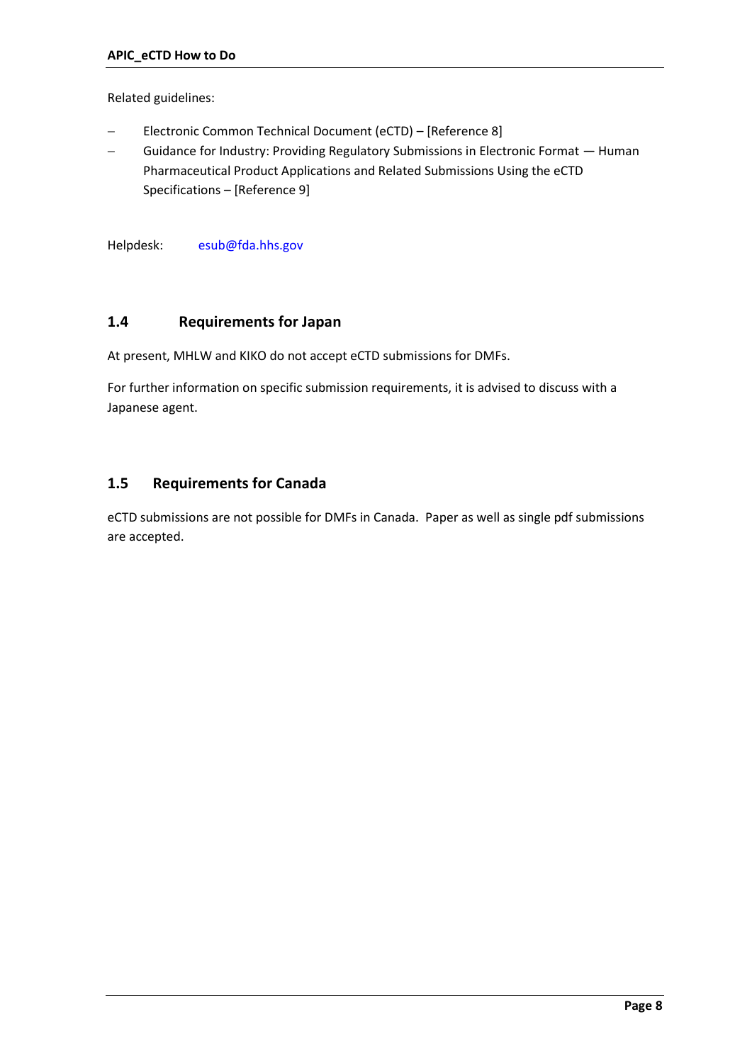Related guidelines:

- Electronic Common Technical Document (eCTD) – [Reference 8]
- Guidance for Industry: Providing Regulatory Submissions in Electronic Format — Human Pharmaceutical Product Applications and Related Submissions Using the eCTD Specifications – [Reference 9]

Helpdesk: esub@fda.hhs.gov

## 1.4 Requirements for Japan

At present, MHLW and KIKO do not accept eCTD submissions for DMFs.

For further information on specific submission requirements, it is advised to discuss with a Japanese agent.

## 1.5 Requirements for Canada

eCTD submissions are not possible for DMFs in Canada. Paper as well as single pdf submissions are accepted.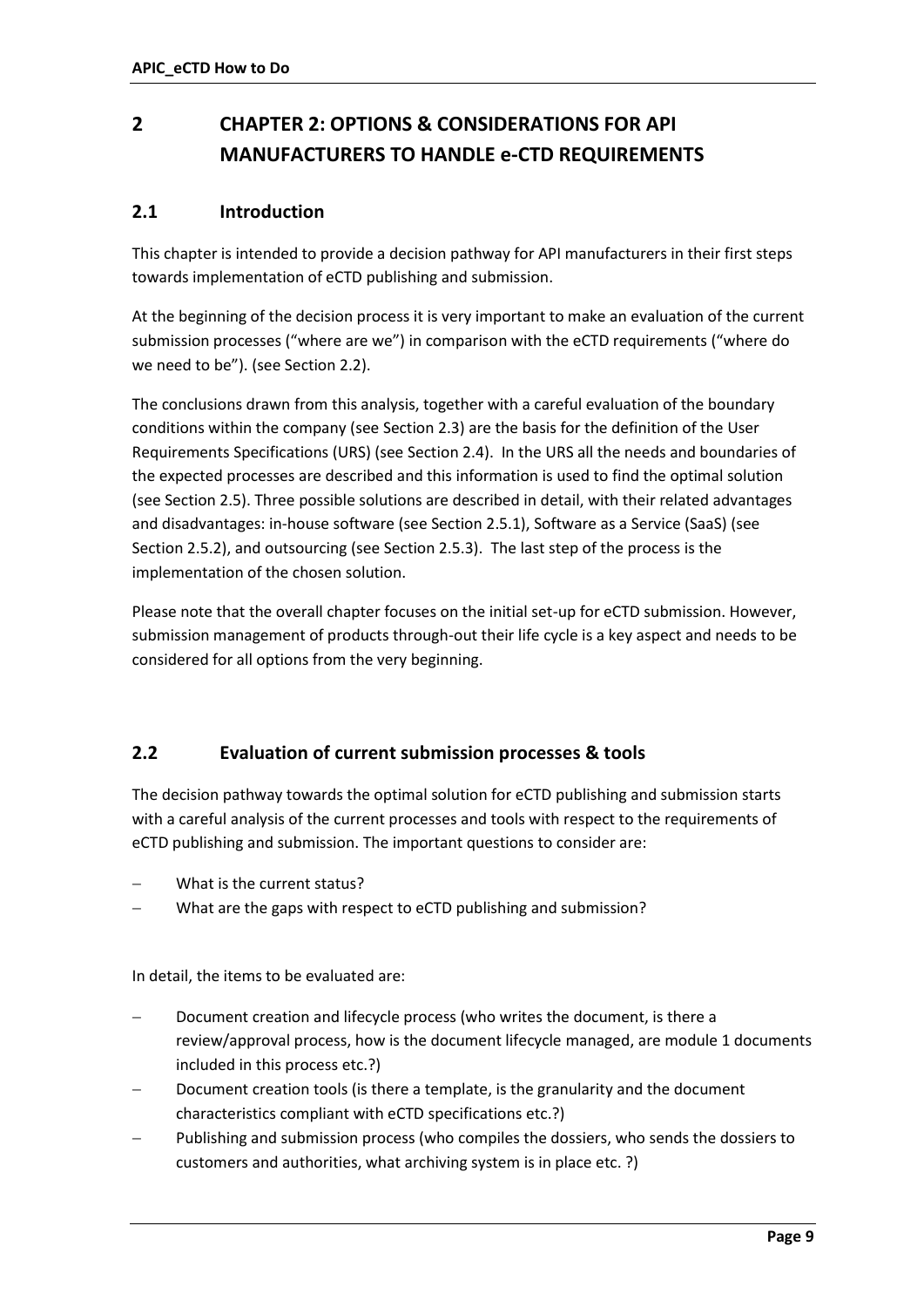# 2 CHAPTER 2: OPTIONS & CONSIDERATIONS FOR API MANUFACTURERS TO HANDLE e-CTD REQUIREMENTS

## 2.1 Introduction

This chapter is intended to provide a decision pathway for API manufacturers in their first steps towards implementation of eCTD publishing and submission.

At the beginning of the decision process it is very important to make an evaluation of the current submission processes ("where are we") in comparison with the eCTD requirements ("where do we need to be"). (see Section 2.2).

The conclusions drawn from this analysis, together with a careful evaluation of the boundary conditions within the company (see Section 2.3) are the basis for the definition of the User Requirements Specifications (URS) (see Section 2.4). In the URS all the needs and boundaries of the expected processes are described and this information is used to find the optimal solution (see Section 2.5). Three possible solutions are described in detail, with their related advantages and disadvantages: in-house software (see Section 2.5.1), Software as a Service (SaaS) (see Section 2.5.2), and outsourcing (see Section 2.5.3). The last step of the process is the implementation of the chosen solution.

Please note that the overall chapter focuses on the initial set-up for eCTD submission. However, submission management of products through-out their life cycle is a key aspect and needs to be considered for all options from the very beginning.

## 2.2 Evaluation of current submission processes & tools

The decision pathway towards the optimal solution for eCTD publishing and submission starts with a careful analysis of the current processes and tools with respect to the requirements of eCTD publishing and submission. The important questions to consider are:

- What is the current status?
- What are the gaps with respect to eCTD publishing and submission?

In detail, the items to be evaluated are:

- Document creation and lifecycle process (who writes the document, is there a review/approval process, how is the document lifecycle managed, are module 1 documents included in this process etc.?)
- Document creation tools (is there a template, is the granularity and the document characteristics compliant with eCTD specifications etc.?)
- Publishing and submission process (who compiles the dossiers, who sends the dossiers to customers and authorities, what archiving system is in place etc. ?)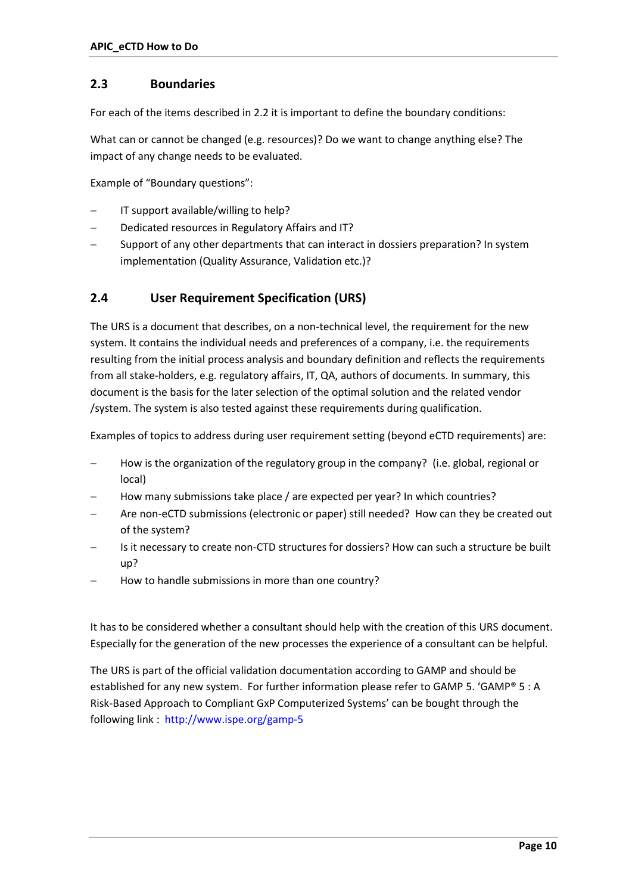## 2.3 Boundaries

For each of the items described in 2.2 it is important to define the boundary conditions:

What can or cannot be changed (e.g. resources)? Do we want to change anything else? The impact of any change needs to be evaluated.

Example of "Boundary questions":

- IT support available/willing to help?
- Dedicated resources in Regulatory Affairs and IT?
- Support of any other departments that can interact in dossiers preparation? In system implementation (Quality Assurance, Validation etc.)?

## 2.4 User Requirement Specification (URS)

The URS is a document that describes, on a non-technical level, the requirement for the new system. It contains the individual needs and preferences of a company, i.e. the requirements resulting from the initial process analysis and boundary definition and reflects the requirements from all stake-holders, e.g. regulatory affairs, IT, QA, authors of documents. In summary, this document is the basis for the later selection of the optimal solution and the related vendor /system. The system is also tested against these requirements during qualification.

Examples of topics to address during user requirement setting (beyond eCTD requirements) are:

- How is the organization of the regulatory group in the company? (i.e. global, regional or local)
- How many submissions take place / are expected per year? In which countries?
- Are non-eCTD submissions (electronic or paper) still needed? How can they be created out of the system?
- Is it necessary to create non-CTD structures for dossiers? How can such a structure be built up?
- How to handle submissions in more than one country?

It has to be considered whether a consultant should help with the creation of this URS document. Especially for the generation of the new processes the experience of a consultant can be helpful.

The URS is part of the official validation documentation according to GAMP and should be established for any new system. For further information please refer to GAMP 5. 'GAMP® 5 : A Risk-Based Approach to Compliant GxP Computerized Systems' can be bought through the following link : http://www.ispe.org/gamp-5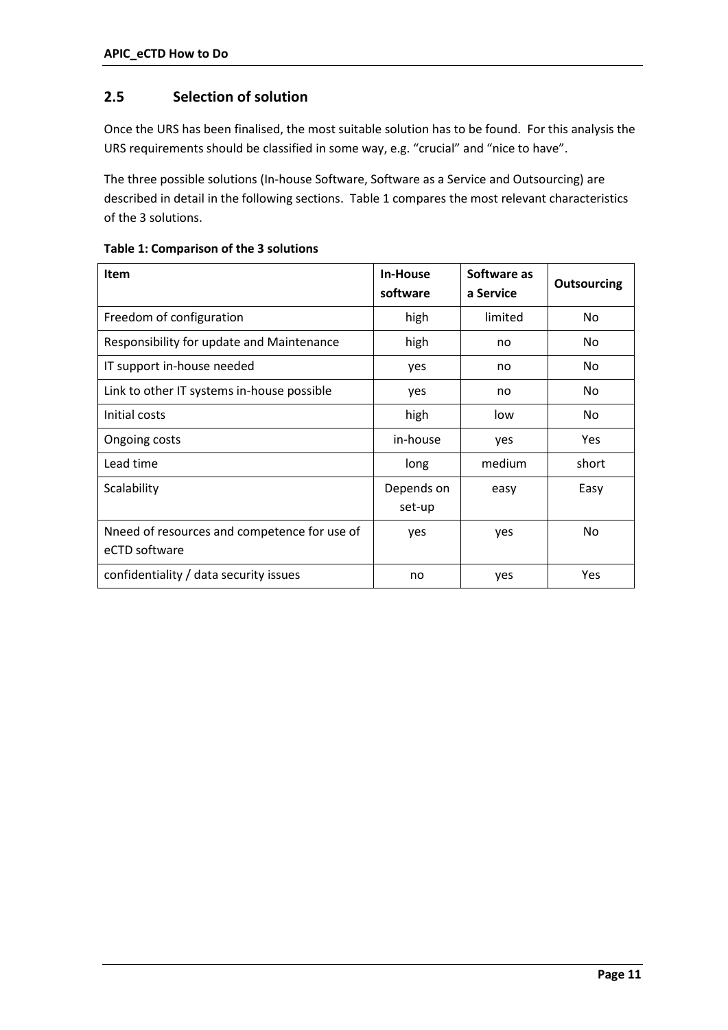## 2.5 Selection of solution

Once the URS has been finalised, the most suitable solution has to be found. For this analysis the URS requirements should be classified in some way, e.g. "crucial" and "nice to have".

The three possible solutions (In-house Software, Software as a Service and Outsourcing) are described in detail in the following sections. Table 1 compares the most relevant characteristics of the 3 solutions.

**Table 1: Comparison of the 3 solutions**

| Item | In-House software | Software as a Service | Outsourcing |
|---|---|---|---|
| Freedom of configuration | high | limited | No |
| Responsibility for update and Maintenance | high | no | No |
| IT support in-house needed | yes | no | No |
| Link to other IT systems in-house possible | yes | no | No |
| Initial costs | high | low | No |
| Ongoing costs | in-house | yes | Yes |
| Lead time | long | medium | short |
| Scalability | Depends on set-up | easy | Easy |
| Nneed of resources and competence for use of eCTD software | yes | yes | No |
| confidentiality / data security issues | no | yes | Yes |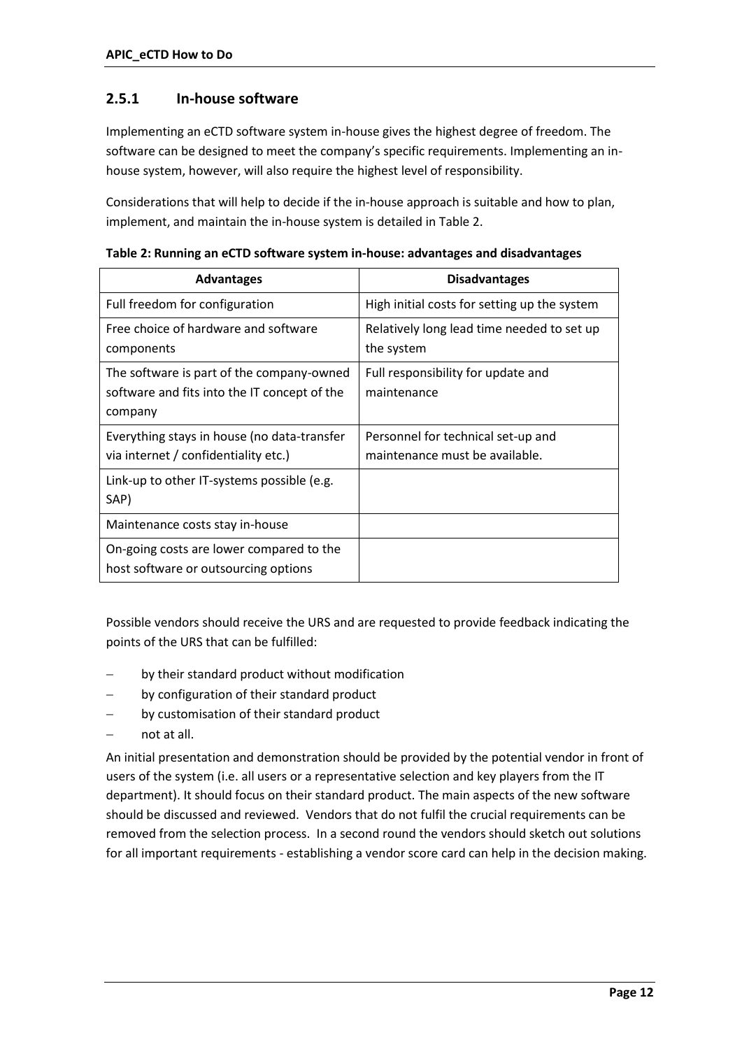### 2.5.1 In-house software

Implementing an eCTD software system in-house gives the highest degree of freedom. The software can be designed to meet the company's specific requirements. Implementing an in-house system, however, will also require the highest level of responsibility.

Considerations that will help to decide if the in-house approach is suitable and how to plan, implement, and maintain the in-house system is detailed in Table 2.

**Table 2: Running an eCTD software system in-house: advantages and disadvantages**

| Advantages | Disadvantages |
|---|---|
| Full freedom for configuration | High initial costs for setting up the system |
| Free choice of hardware and software components | Relatively long lead time needed to set up the system |
| The software is part of the company-owned software and fits into the IT concept of the company | Full responsibility for update and maintenance |
| Everything stays in house (no data-transfer via internet / confidentiality etc.) | Personnel for technical set-up and maintenance must be available. |
| Link-up to other IT-systems possible (e.g. SAP) | |
| Maintenance costs stay in-house | |
| On-going costs are lower compared to the host software or outsourcing options | |

Possible vendors should receive the URS and are requested to provide feedback indicating the points of the URS that can be fulfilled:

- by their standard product without modification
- by configuration of their standard product
- by customisation of their standard product
- not at all.

An initial presentation and demonstration should be provided by the potential vendor in front of users of the system (i.e. all users or a representative selection and key players from the IT department). It should focus on their standard product. The main aspects of the new software should be discussed and reviewed. Vendors that do not fulfil the crucial requirements can be removed from the selection process. In a second round the vendors should sketch out solutions for all important requirements - establishing a vendor score card can help in the decision making.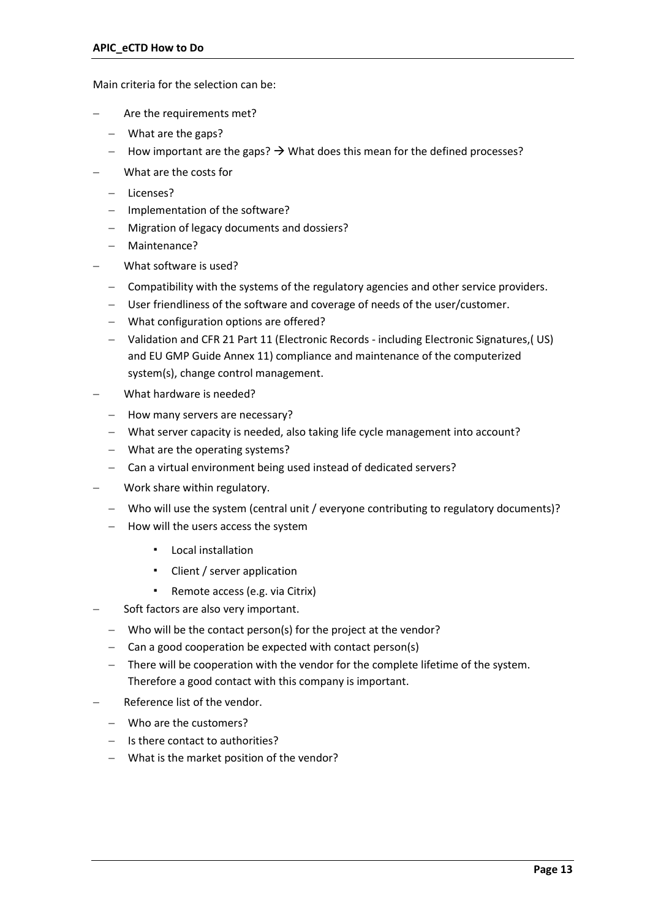Main criteria for the selection can be:

- Are the requirements met?
  - What are the gaps?
  - How important are the gaps? → What does this mean for the defined processes?
- What are the costs for
  - Licenses?
  - Implementation of the software?
  - Migration of legacy documents and dossiers?
  - Maintenance?
- What software is used?
  - Compatibility with the systems of the regulatory agencies and other service providers.
  - User friendliness of the software and coverage of needs of the user/customer.
  - What configuration options are offered?
  - Validation and CFR 21 Part 11 (Electronic Records - including Electronic Signatures,( US) and EU GMP Guide Annex 11) compliance and maintenance of the computerized system(s), change control management.
- What hardware is needed?
  - How many servers are necessary?
  - What server capacity is needed, also taking life cycle management into account?
  - What are the operating systems?
  - Can a virtual environment being used instead of dedicated servers?
- Work share within regulatory.
  - Who will use the system (central unit / everyone contributing to regulatory documents)?
  - How will the users access the system
    - Local installation
    - Client / server application
    - Remote access (e.g. via Citrix)
- Soft factors are also very important.
  - Who will be the contact person(s) for the project at the vendor?
  - Can a good cooperation be expected with contact person(s)
  - There will be cooperation with the vendor for the complete lifetime of the system. Therefore a good contact with this company is important.
- Reference list of the vendor.
  - Who are the customers?
  - Is there contact to authorities?
  - What is the market position of the vendor?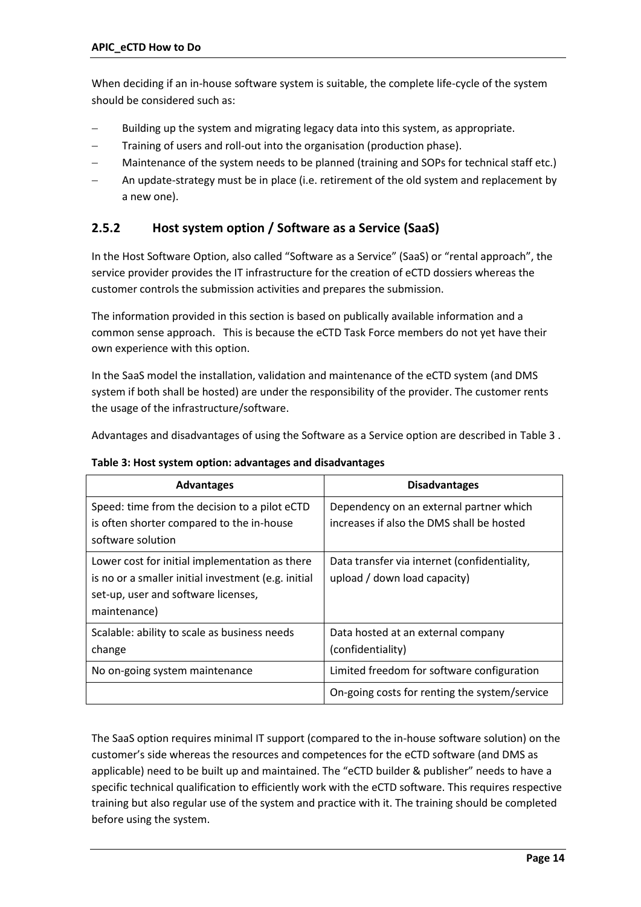When deciding if an in-house software system is suitable, the complete life-cycle of the system should be considered such as:

- Building up the system and migrating legacy data into this system, as appropriate.
- Training of users and roll-out into the organisation (production phase).
- Maintenance of the system needs to be planned (training and SOPs for technical staff etc.)
- An update-strategy must be in place (i.e. retirement of the old system and replacement by a new one).

### 2.5.2 Host system option / Software as a Service (SaaS)

In the Host Software Option, also called “Software as a Service” (SaaS) or “rental approach”, the service provider provides the IT infrastructure for the creation of eCTD dossiers whereas the customer controls the submission activities and prepares the submission.

The information provided in this section is based on publically available information and a common sense approach. This is because the eCTD Task Force members do not yet have their own experience with this option.

In the SaaS model the installation, validation and maintenance of the eCTD system (and DMS system if both shall be hosted) are under the responsibility of the provider. The customer rents the usage of the infrastructure/software.

Advantages and disadvantages of using the Software as a Service option are described in Table 3 .

**Table 3: Host system option: advantages and disadvantages**

| Advantages | Disadvantages |
|---|---|
| Speed: time from the decision to a pilot eCTD is often shorter compared to the in-house software solution | Dependency on an external partner which increases if also the DMS shall be hosted |
| Lower cost for initial implementation as there is no or a smaller initial investment (e.g. initial set-up, user and software licenses, maintenance) | Data transfer via internet (confidentiality, upload / down load capacity) |
| Scalable: ability to scale as business needs change | Data hosted at an external company (confidentiality) |
| No on-going system maintenance | Limited freedom for software configuration |
| | On-going costs for renting the system/service |

The SaaS option requires minimal IT support (compared to the in-house software solution) on the customer’s side whereas the resources and competences for the eCTD software (and DMS as applicable) need to be built up and maintained. The “eCTD builder & publisher” needs to have a specific technical qualification to efficiently work with the eCTD software. This requires respective training but also regular use of the system and practice with it. The training should be completed before using the system.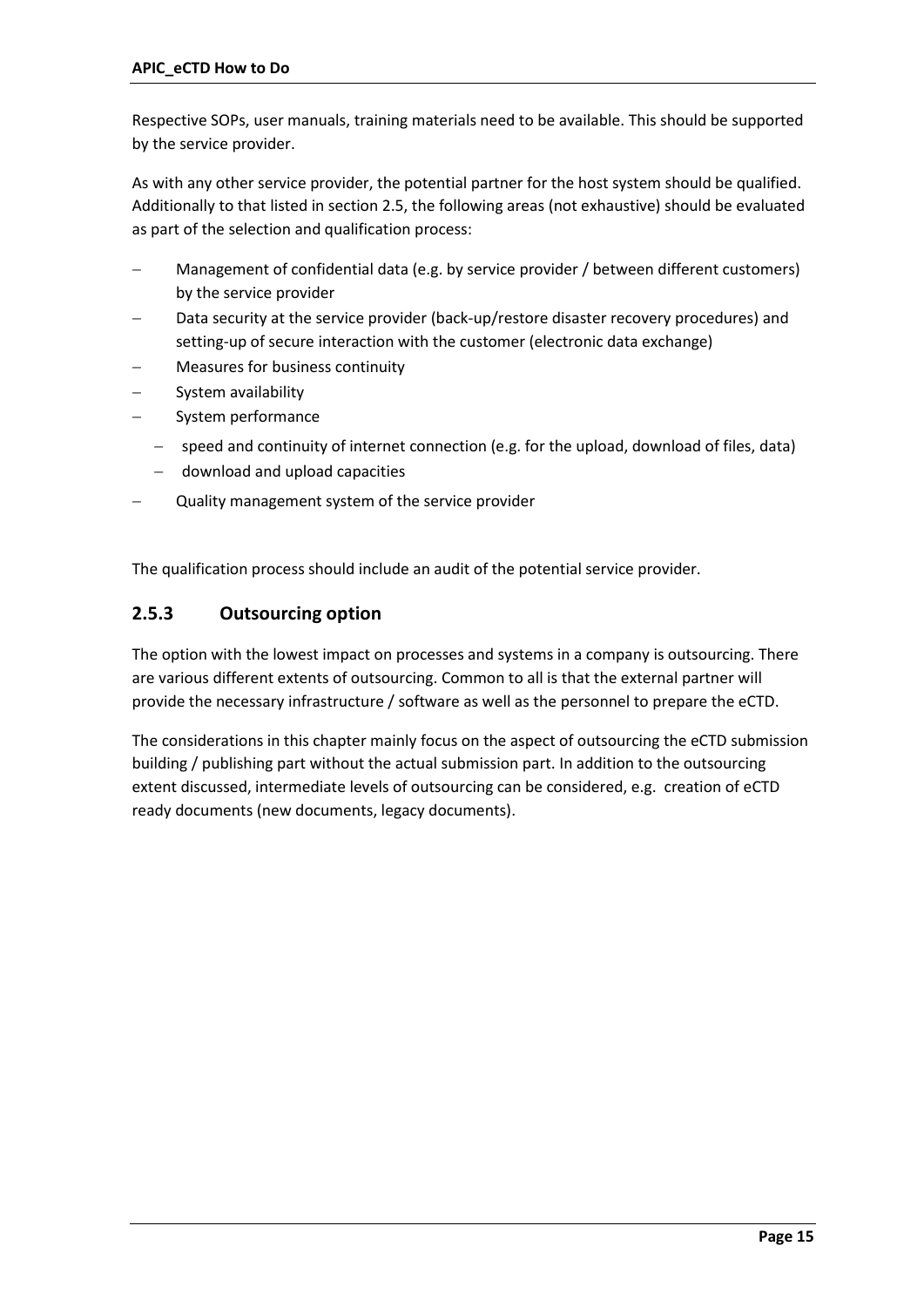Respective SOPs, user manuals, training materials need to be available. This should be supported by the service provider.

As with any other service provider, the potential partner for the host system should be qualified. Additionally to that listed in section 2.5, the following areas (not exhaustive) should be evaluated as part of the selection and qualification process:

- Management of confidential data (e.g. by service provider / between different customers) by the service provider
- Data security at the service provider (back-up/restore disaster recovery procedures) and setting-up of secure interaction with the customer (electronic data exchange)
- Measures for business continuity
- System availability
- System performance
  - speed and continuity of internet connection (e.g. for the upload, download of files, data)
  - download and upload capacities
- Quality management system of the service provider

The qualification process should include an audit of the potential service provider.

### 2.5.3 Outsourcing option

The option with the lowest impact on processes and systems in a company is outsourcing. There are various different extents of outsourcing. Common to all is that the external partner will provide the necessary infrastructure / software as well as the personnel to prepare the eCTD.

The considerations in this chapter mainly focus on the aspect of outsourcing the eCTD submission building / publishing part without the actual submission part. In addition to the outsourcing extent discussed, intermediate levels of outsourcing can be considered, e.g. creation of eCTD ready documents (new documents, legacy documents).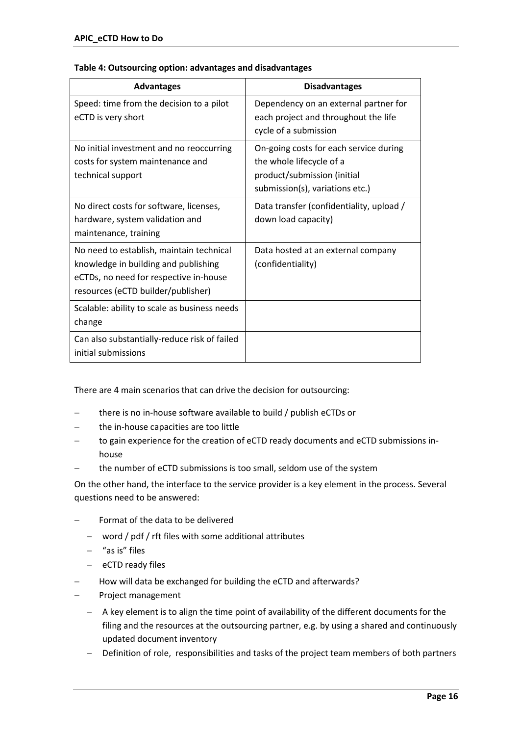**Table 4: Outsourcing option: advantages and disadvantages**

| Advantages | Disadvantages |
|---|---|
| Speed: time from the decision to a pilot eCTD is very short | Dependency on an external partner for each project and throughout the life cycle of a submission |
| No initial investment and no reoccurring costs for system maintenance and technical support | On-going costs for each service during the whole lifecycle of a product/submission (initial submission(s), variations etc.) |
| No direct costs for software, licenses, hardware, system validation and maintenance, training | Data transfer (confidentiality, upload / down load capacity) |
| No need to establish, maintain technical knowledge in building and publishing eCTDs, no need for respective in-house resources (eCTD builder/publisher) | Data hosted at an external company (confidentiality) |
| Scalable: ability to scale as business needs change | |
| Can also substantially-reduce risk of failed initial submissions | |

There are 4 main scenarios that can drive the decision for outsourcing:

- there is no in-house software available to build / publish eCTDs or
- the in-house capacities are too little
- to gain experience for the creation of eCTD ready documents and eCTD submissions in-house
- the number of eCTD submissions is too small, seldom use of the system

On the other hand, the interface to the service provider is a key element in the process. Several questions need to be answered:

- Format of the data to be delivered
  - word / pdf / rft files with some additional attributes
  - "as is" files
  - eCTD ready files
- How will data be exchanged for building the eCTD and afterwards?
- Project management
  - A key element is to align the time point of availability of the different documents for the filing and the resources at the outsourcing partner, e.g. by using a shared and continuously updated document inventory
  - Definition of role, responsibilities and tasks of the project team members of both partners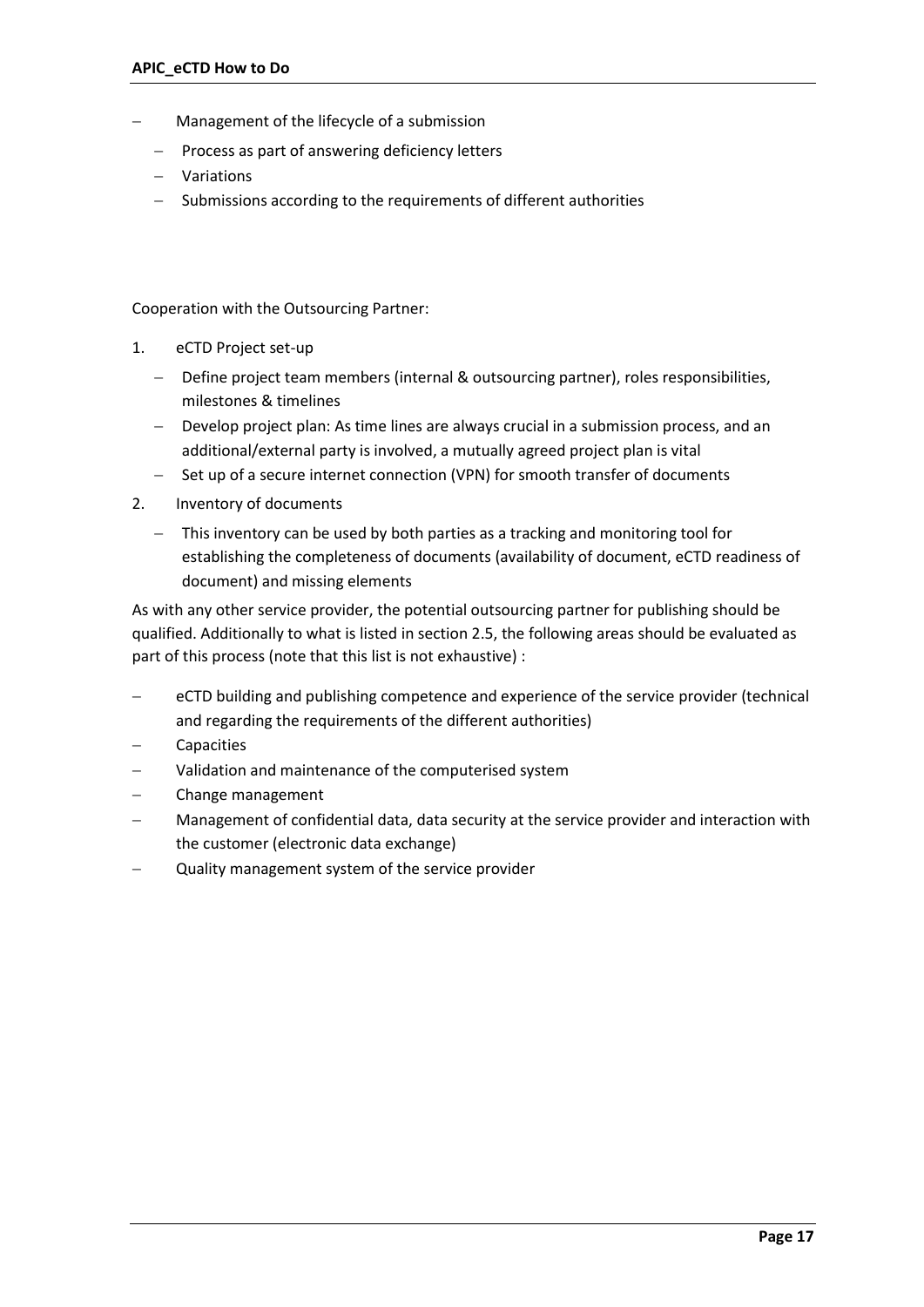- Management of the lifecycle of a submission
  - Process as part of answering deficiency letters
  - Variations
  - Submissions according to the requirements of different authorities

Cooperation with the Outsourcing Partner:

1. eCTD Project set-up
   - Define project team members (internal & outsourcing partner), roles responsibilities, milestones & timelines
   - Develop project plan: As time lines are always crucial in a submission process, and an additional/external party is involved, a mutually agreed project plan is vital
   - Set up of a secure internet connection (VPN) for smooth transfer of documents
2. Inventory of documents
   - This inventory can be used by both parties as a tracking and monitoring tool for establishing the completeness of documents (availability of document, eCTD readiness of document) and missing elements

As with any other service provider, the potential outsourcing partner for publishing should be qualified. Additionally to what is listed in section 2.5, the following areas should be evaluated as part of this process (note that this list is not exhaustive) :

- eCTD building and publishing competence and experience of the service provider (technical and regarding the requirements of the different authorities)
- Capacities
- Validation and maintenance of the computerised system
- Change management
- Management of confidential data, data security at the service provider and interaction with the customer (electronic data exchange)
- Quality management system of the service provider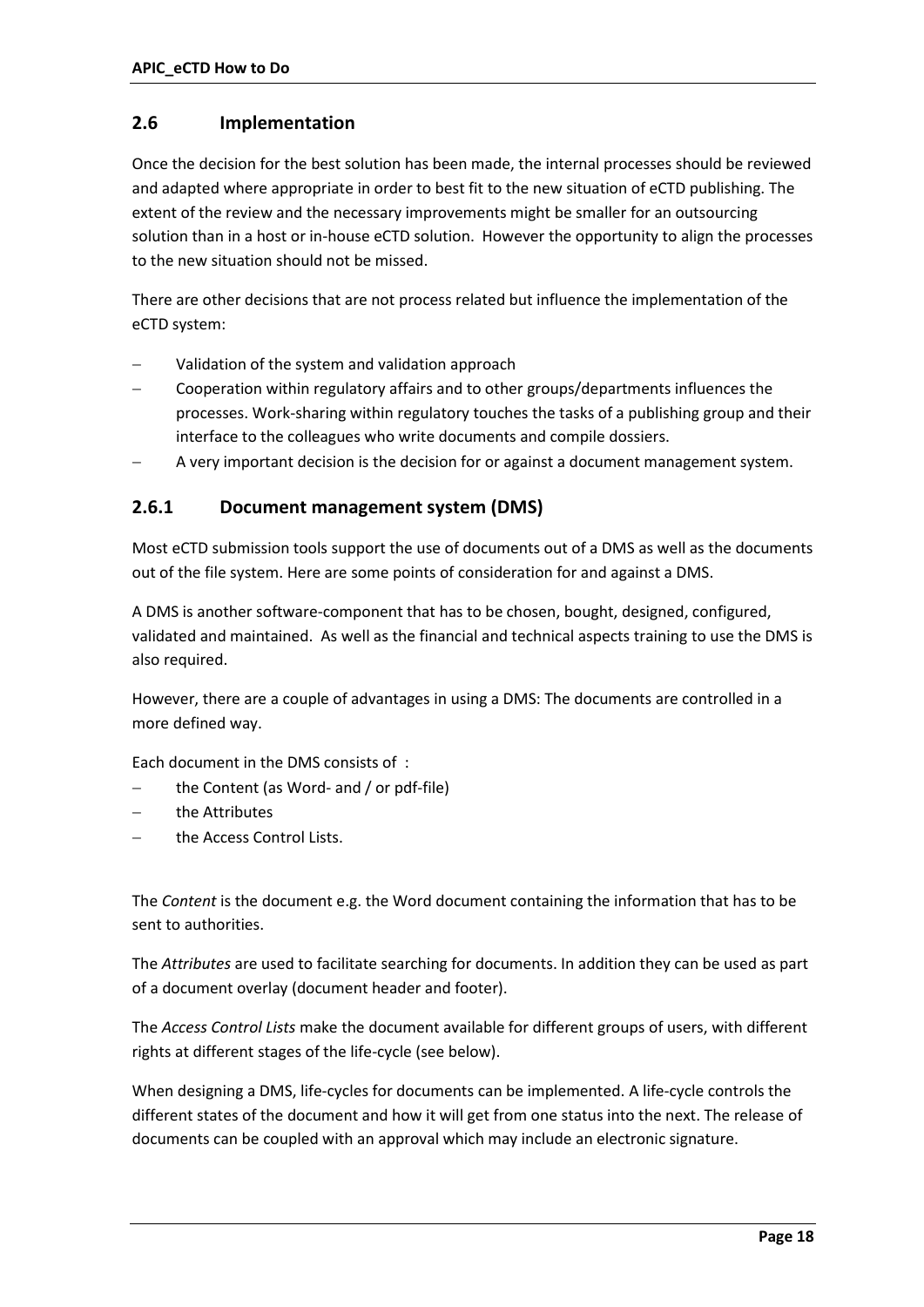## 2.6 Implementation

Once the decision for the best solution has been made, the internal processes should be reviewed and adapted where appropriate in order to best fit to the new situation of eCTD publishing. The extent of the review and the necessary improvements might be smaller for an outsourcing solution than in a host or in-house eCTD solution. However the opportunity to align the processes to the new situation should not be missed.

There are other decisions that are not process related but influence the implementation of the eCTD system:

- Validation of the system and validation approach
- Cooperation within regulatory affairs and to other groups/departments influences the processes. Work-sharing within regulatory touches the tasks of a publishing group and their interface to the colleagues who write documents and compile dossiers.
- A very important decision is the decision for or against a document management system.

### 2.6.1 Document management system (DMS)

Most eCTD submission tools support the use of documents out of a DMS as well as the documents out of the file system. Here are some points of consideration for and against a DMS.

A DMS is another software-component that has to be chosen, bought, designed, configured, validated and maintained. As well as the financial and technical aspects training to use the DMS is also required.

However, there are a couple of advantages in using a DMS: The documents are controlled in a more defined way.

Each document in the DMS consists of :

- the Content (as Word- and / or pdf-file)
- the Attributes
- the Access Control Lists.

The *Content* is the document e.g. the Word document containing the information that has to be sent to authorities.

The *Attributes* are used to facilitate searching for documents. In addition they can be used as part of a document overlay (document header and footer).

The *Access Control Lists* make the document available for different groups of users, with different rights at different stages of the life-cycle (see below).

When designing a DMS, life-cycles for documents can be implemented. A life-cycle controls the different states of the document and how it will get from one status into the next. The release of documents can be coupled with an approval which may include an electronic signature.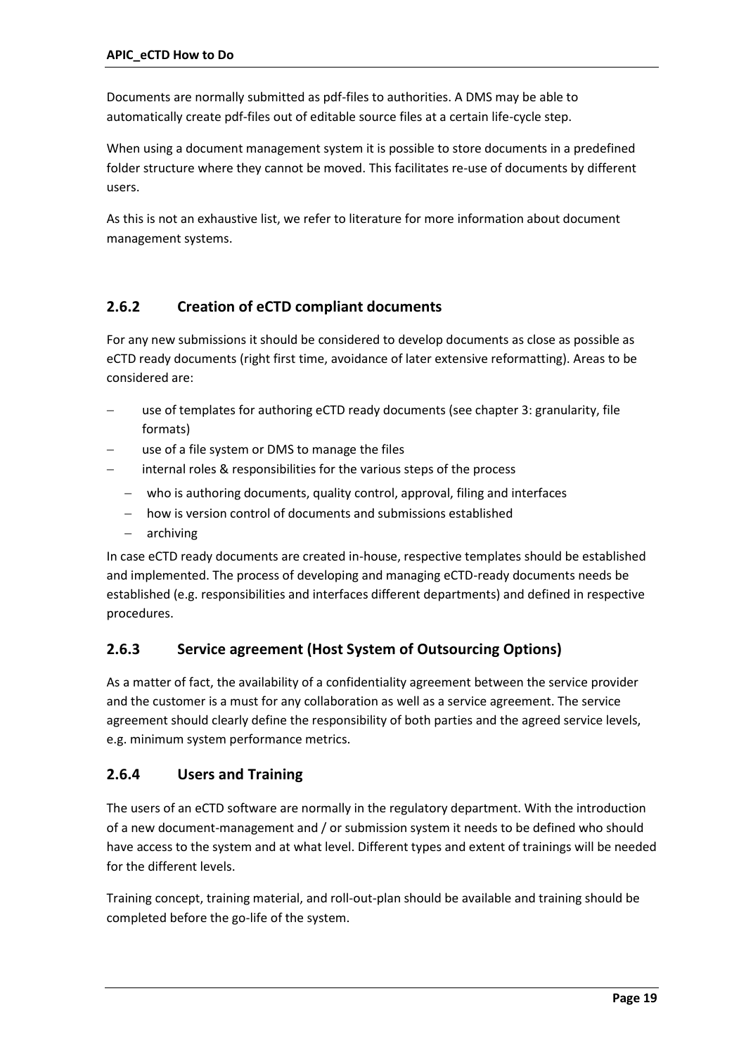Documents are normally submitted as pdf-files to authorities. A DMS may be able to automatically create pdf-files out of editable source files at a certain life-cycle step.

When using a document management system it is possible to store documents in a predefined folder structure where they cannot be moved. This facilitates re-use of documents by different users.

As this is not an exhaustive list, we refer to literature for more information about document management systems.

### 2.6.2 Creation of eCTD compliant documents

For any new submissions it should be considered to develop documents as close as possible as eCTD ready documents (right first time, avoidance of later extensive reformatting). Areas to be considered are:

- use of templates for authoring eCTD ready documents (see chapter 3: granularity, file formats)
- use of a file system or DMS to manage the files
- internal roles & responsibilities for the various steps of the process
  - who is authoring documents, quality control, approval, filing and interfaces
  - how is version control of documents and submissions established
  - archiving

In case eCTD ready documents are created in-house, respective templates should be established and implemented. The process of developing and managing eCTD-ready documents needs be established (e.g. responsibilities and interfaces different departments) and defined in respective procedures.

### 2.6.3 Service agreement (Host System of Outsourcing Options)

As a matter of fact, the availability of a confidentiality agreement between the service provider and the customer is a must for any collaboration as well as a service agreement. The service agreement should clearly define the responsibility of both parties and the agreed service levels, e.g. minimum system performance metrics.

### 2.6.4 Users and Training

The users of an eCTD software are normally in the regulatory department. With the introduction of a new document-management and / or submission system it needs to be defined who should have access to the system and at what level. Different types and extent of trainings will be needed for the different levels.

Training concept, training material, and roll-out-plan should be available and training should be completed before the go-life of the system.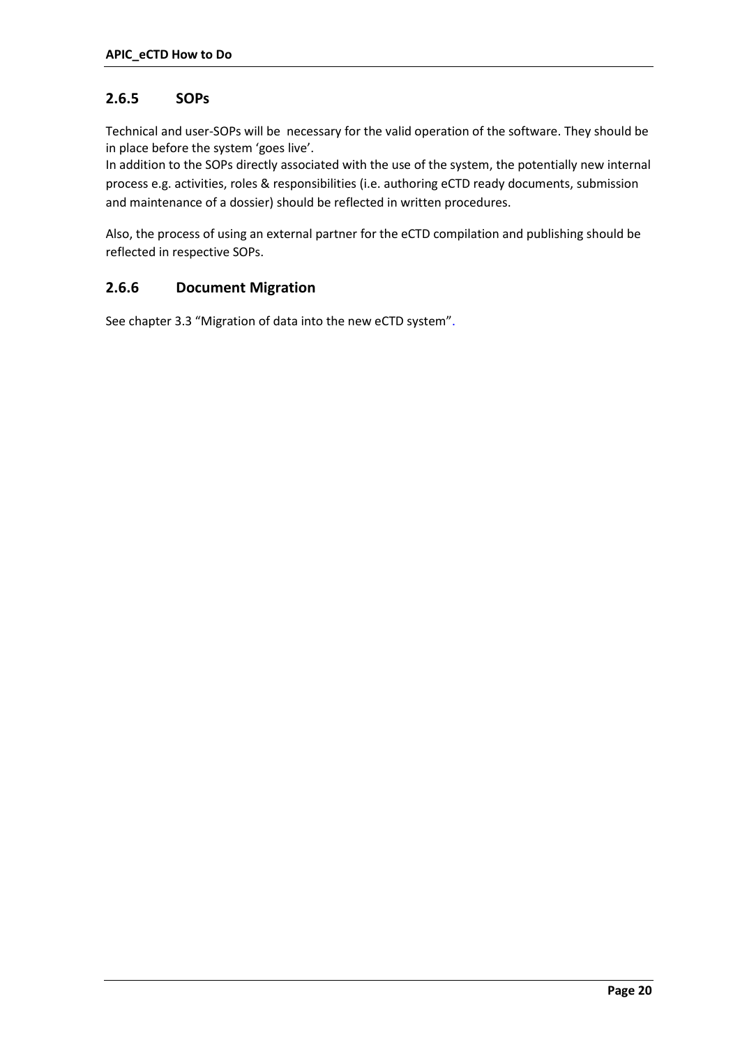### 2.6.5 SOPs

Technical and user-SOPs will be necessary for the valid operation of the software. They should be in place before the system 'goes live'.
In addition to the SOPs directly associated with the use of the system, the potentially new internal process e.g. activities, roles & responsibilities (i.e. authoring eCTD ready documents, submission and maintenance of a dossier) should be reflected in written procedures.

Also, the process of using an external partner for the eCTD compilation and publishing should be reflected in respective SOPs.

### 2.6.6 Document Migration

See chapter 3.3 "Migration of data into the new eCTD system".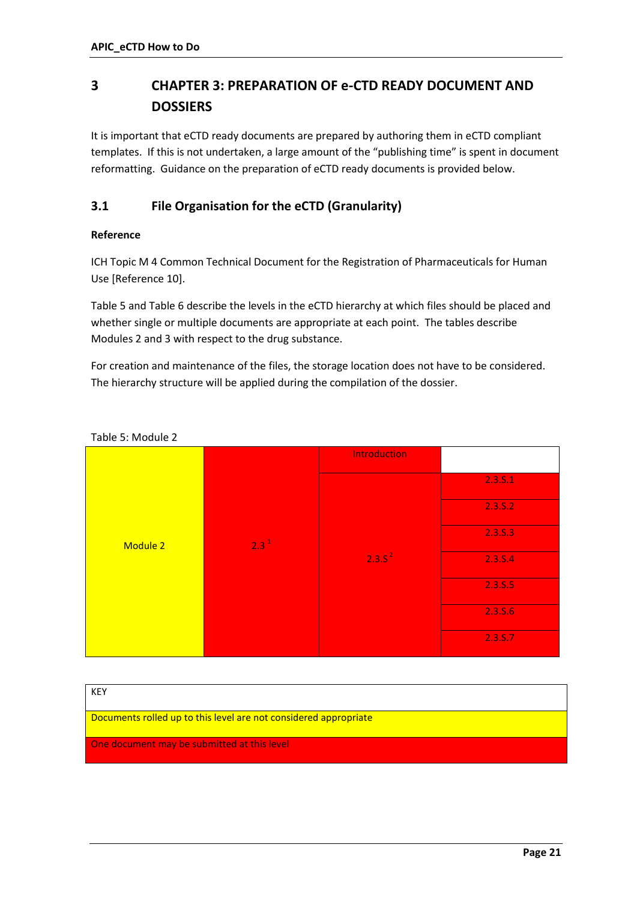# 3 CHAPTER 3: PREPARATION OF e-CTD READY DOCUMENT AND DOSSIERS

It is important that eCTD ready documents are prepared by authoring them in eCTD compliant templates. If this is not undertaken, a large amount of the "publishing time" is spent in document reformatting. Guidance on the preparation of eCTD ready documents is provided below.

## 3.1 File Organisation for the eCTD (Granularity)

**Reference**

ICH Topic M 4 Common Technical Document for the Registration of Pharmaceuticals for Human Use [Reference 10].

Table 5 and Table 6 describe the levels in the eCTD hierarchy at which files should be placed and whether single or multiple documents are appropriate at each point. The tables describe Modules 2 and 3 with respect to the drug substance.

For creation and maintenance of the files, the storage location does not have to be considered. The hierarchy structure will be applied during the compilation of the dossier.

Table 5: Module 2

| | | | |
|---|---|---|---|
| Module 2 | 2.3 [1] | Introduction | |
| | | 2.3.S [2] | 2.3.S.1 |
| | | | 2.3.S.2 |
| | | | 2.3.S.3 |
| | | | 2.3.S.4 |
| | | | 2.3.S.5 |
| | | | 2.3.S.6 |
| | | | 2.3.S.7 |

| KEY |
|---|
| Documents rolled up to this level are not considered appropriate |
| One document may be submitted at this level |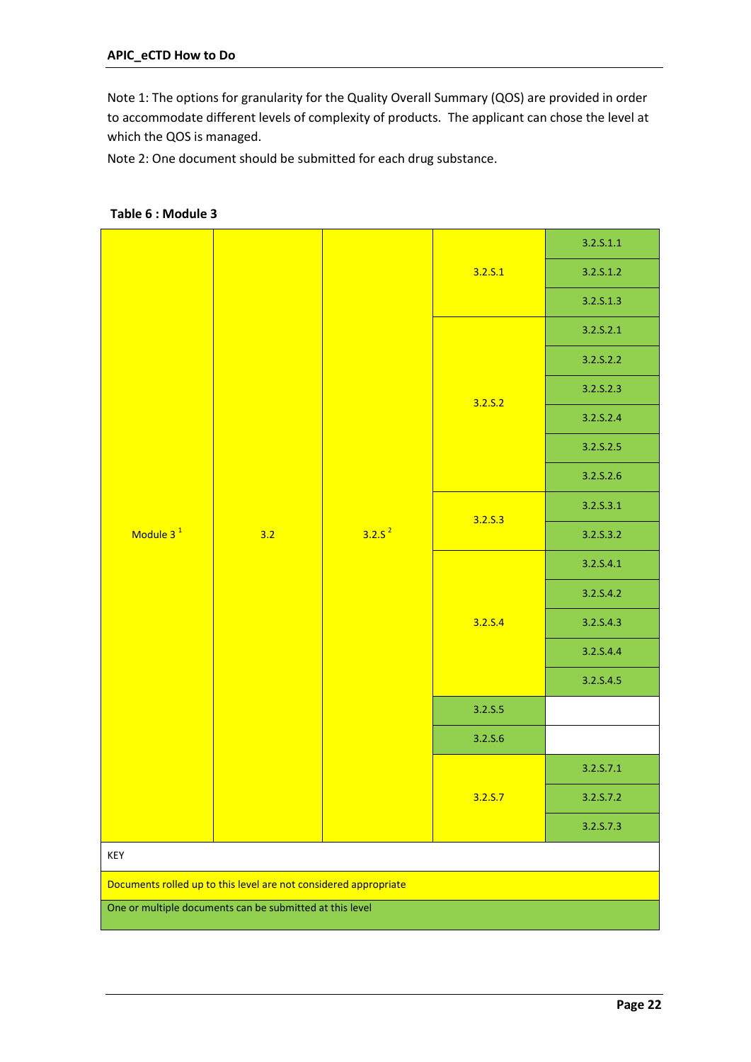Note 1: The options for granularity for the Quality Overall Summary (QOS) are provided in order to accommodate different levels of complexity of products. The applicant can chose the level at which the QOS is managed.

Note 2: One document should be submitted for each drug substance.

**Table 6 : Module 3**

| | | | | |
|---|---|---|---|---|
| Module 3 [1] | 3.2 | 3.2.S [2] | 3.2.S.1 | 3.2.S.1.1 |
| | | | | 3.2.S.1.2 |
| | | | | 3.2.S.1.3 |
| | | | 3.2.S.2 | 3.2.S.2.1 |
| | | | | 3.2.S.2.2 |
| | | | | 3.2.S.2.3 |
| | | | | 3.2.S.2.4 |
| | | | | 3.2.S.2.5 |
| | | | | 3.2.S.2.6 |
| | | | 3.2.S.3 | 3.2.S.3.1 |
| | | | | 3.2.S.3.2 |
| | | | 3.2.S.4 | 3.2.S.4.1 |
| | | | | 3.2.S.4.2 |
| | | | | 3.2.S.4.3 |
| | | | | 3.2.S.4.4 |
| | | | | 3.2.S.4.5 |
| | | | 3.2.S.5 | |
| | | | 3.2.S.6 | |
| | | | 3.2.S.7 | 3.2.S.7.1 |
| | | | | 3.2.S.7.2 |
| | | | | 3.2.S.7.3 |

| KEY |
|---|
| Documents rolled up to this level are not considered appropriate (yellow) |
| One or multiple documents can be submitted at this level (green) |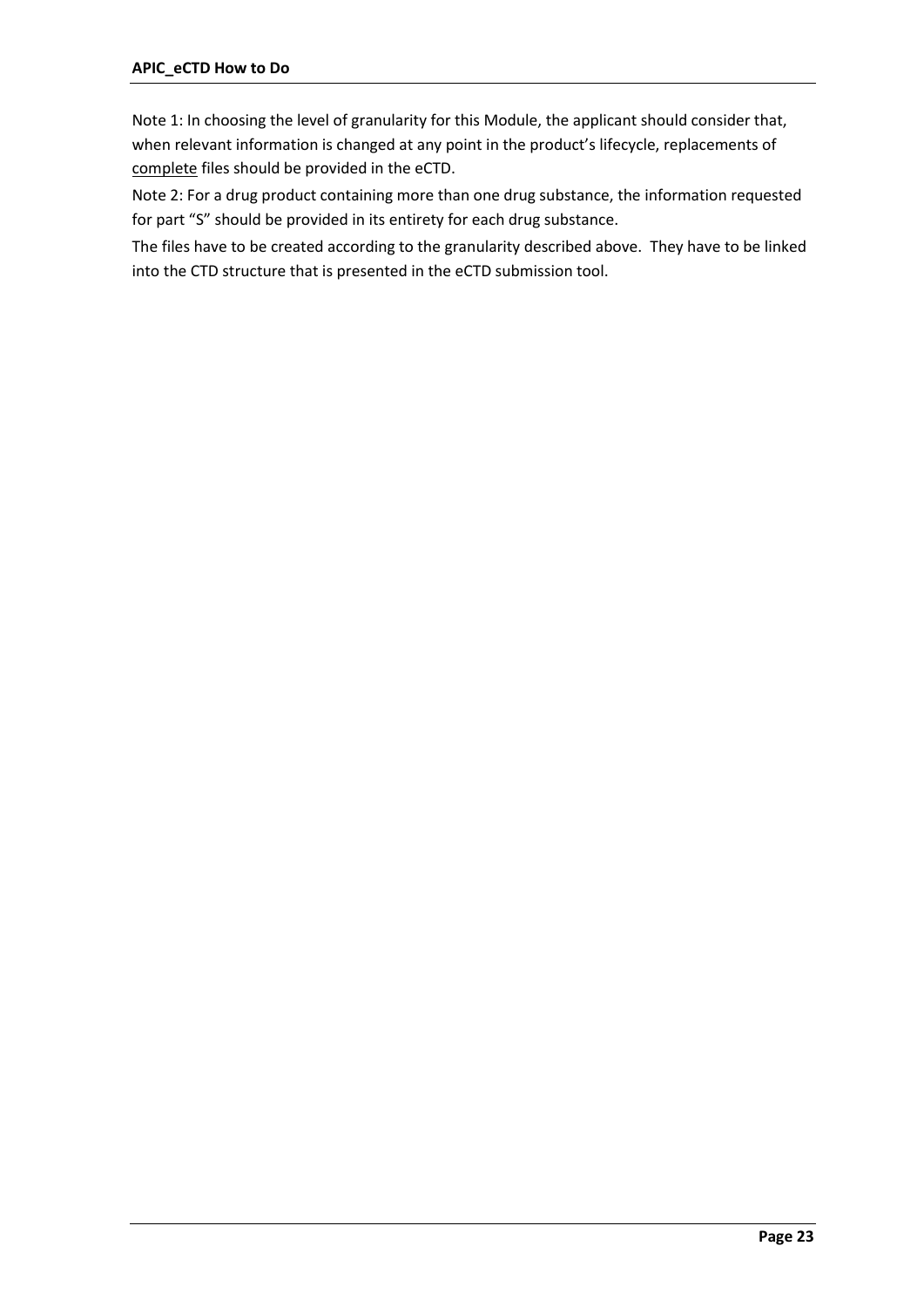Note 1: In choosing the level of granularity for this Module, the applicant should consider that, when relevant information is changed at any point in the product's lifecycle, replacements of <u>complete</u> files should be provided in the eCTD.

Note 2: For a drug product containing more than one drug substance, the information requested for part "S" should be provided in its entirety for each drug substance.

The files have to be created according to the granularity described above. They have to be linked into the CTD structure that is presented in the eCTD submission tool.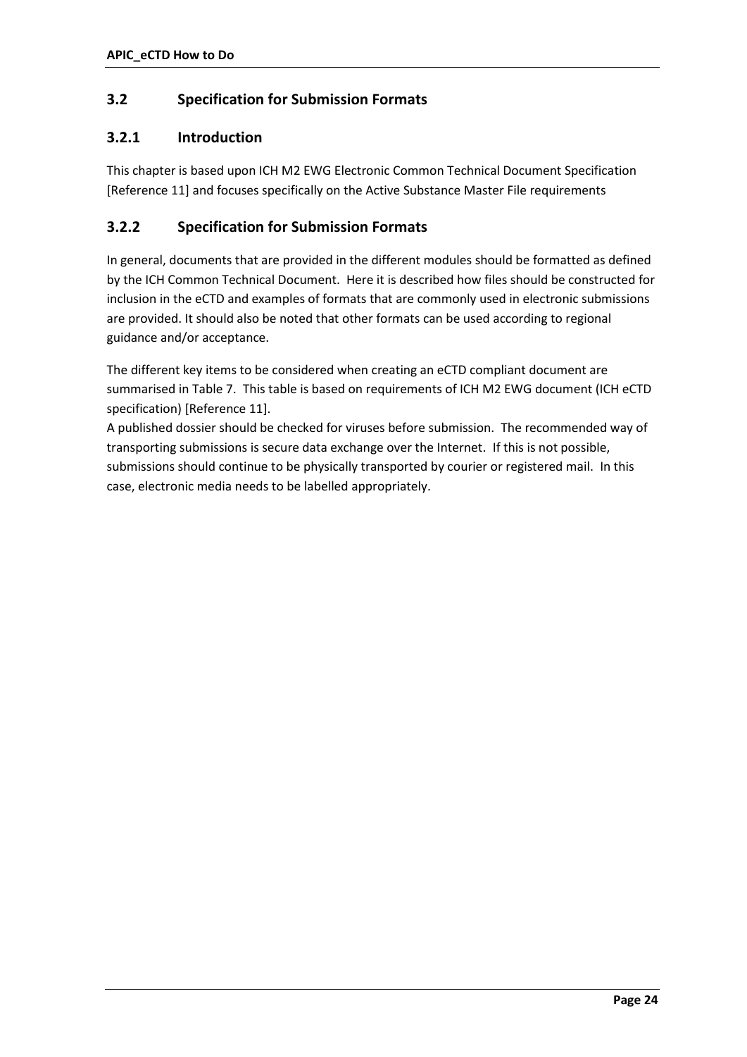## 3.2 Specification for Submission Formats

### 3.2.1 Introduction

This chapter is based upon ICH M2 EWG Electronic Common Technical Document Specification [Reference 11] and focuses specifically on the Active Substance Master File requirements

### 3.2.2 Specification for Submission Formats

In general, documents that are provided in the different modules should be formatted as defined by the ICH Common Technical Document. Here it is described how files should be constructed for inclusion in the eCTD and examples of formats that are commonly used in electronic submissions are provided. It should also be noted that other formats can be used according to regional guidance and/or acceptance.

The different key items to be considered when creating an eCTD compliant document are summarised in Table 7. This table is based on requirements of ICH M2 EWG document (ICH eCTD specification) [Reference 11].
A published dossier should be checked for viruses before submission. The recommended way of transporting submissions is secure data exchange over the Internet. If this is not possible, submissions should continue to be physically transported by courier or registered mail. In this case, electronic media needs to be labelled appropriately.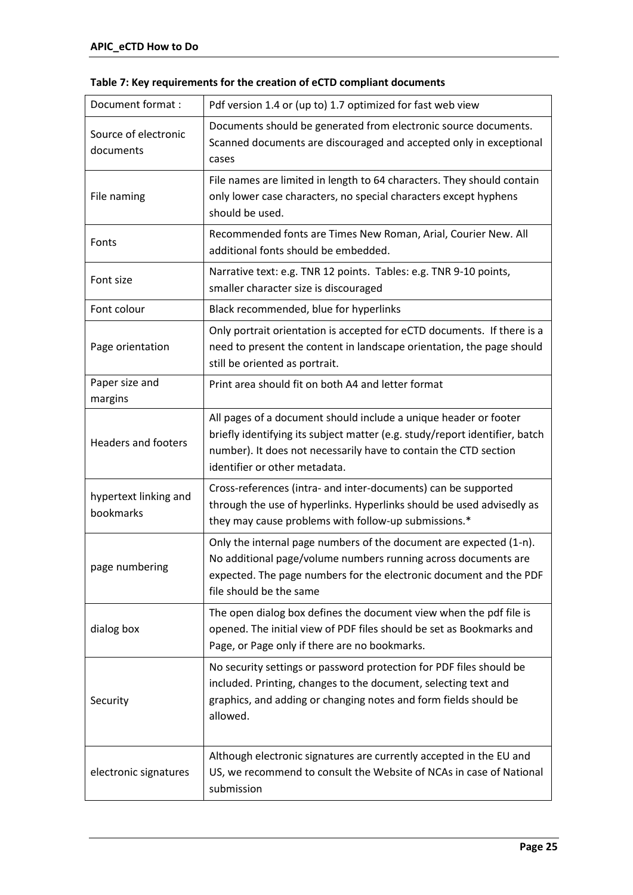**Table 7: Key requirements for the creation of eCTD compliant documents**

| Document format : | Pdf version 1.4 or (up to) 1.7 optimized for fast web view |
|---|---|
| Source of electronic documents | Documents should be generated from electronic source documents. Scanned documents are discouraged and accepted only in exceptional cases |
| File naming | File names are limited in length to 64 characters. They should contain only lower case characters, no special characters except hyphens should be used. |
| Fonts | Recommended fonts are Times New Roman, Arial, Courier New. All additional fonts should be embedded. |
| Font size | Narrative text: e.g. TNR 12 points. Tables: e.g. TNR 9-10 points, smaller character size is discouraged |
| Font colour | Black recommended, blue for hyperlinks |
| Page orientation | Only portrait orientation is accepted for eCTD documents. If there is a need to present the content in landscape orientation, the page should still be oriented as portrait. |
| Paper size and margins | Print area should fit on both A4 and letter format |
| Headers and footers | All pages of a document should include a unique header or footer briefly identifying its subject matter (e.g. study/report identifier, batch number). It does not necessarily have to contain the CTD section identifier or other metadata. |
| hypertext linking and bookmarks | Cross-references (intra- and inter-documents) can be supported through the use of hyperlinks. Hyperlinks should be used advisedly as they may cause problems with follow-up submissions.* |
| page numbering | Only the internal page numbers of the document are expected (1-n). No additional page/volume numbers running across documents are expected. The page numbers for the electronic document and the PDF file should be the same |
| dialog box | The open dialog box defines the document view when the pdf file is opened. The initial view of PDF files should be set as Bookmarks and Page, or Page only if there are no bookmarks. |
| Security | No security settings or password protection for PDF files should be included. Printing, changes to the document, selecting text and graphics, and adding or changing notes and form fields should be allowed. |
| electronic signatures | Although electronic signatures are currently accepted in the EU and US, we recommend to consult the Website of NCAs in case of National submission |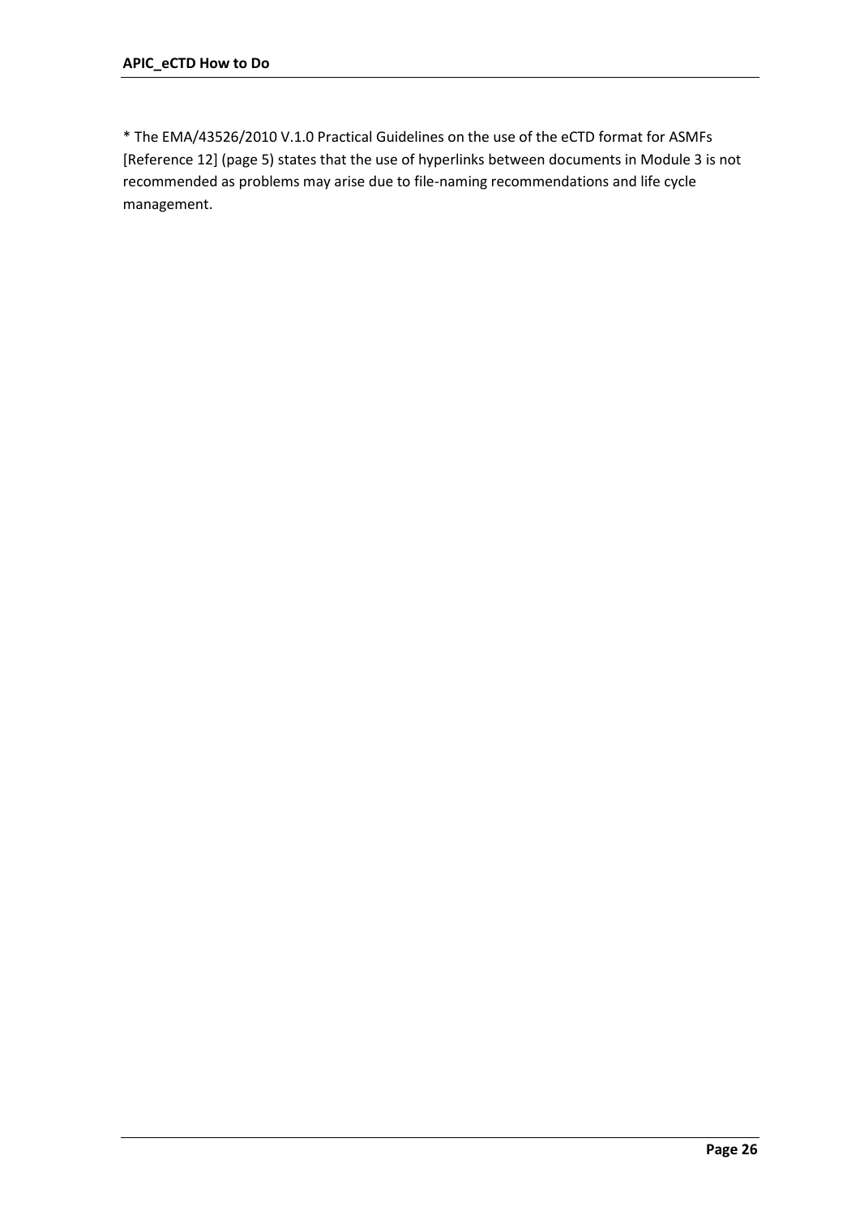* The EMA/43526/2010 V.1.0 Practical Guidelines on the use of the eCTD format for ASMFs [Reference 12] (page 5) states that the use of hyperlinks between documents in Module 3 is not recommended as problems may arise due to file-naming recommendations and life cycle management.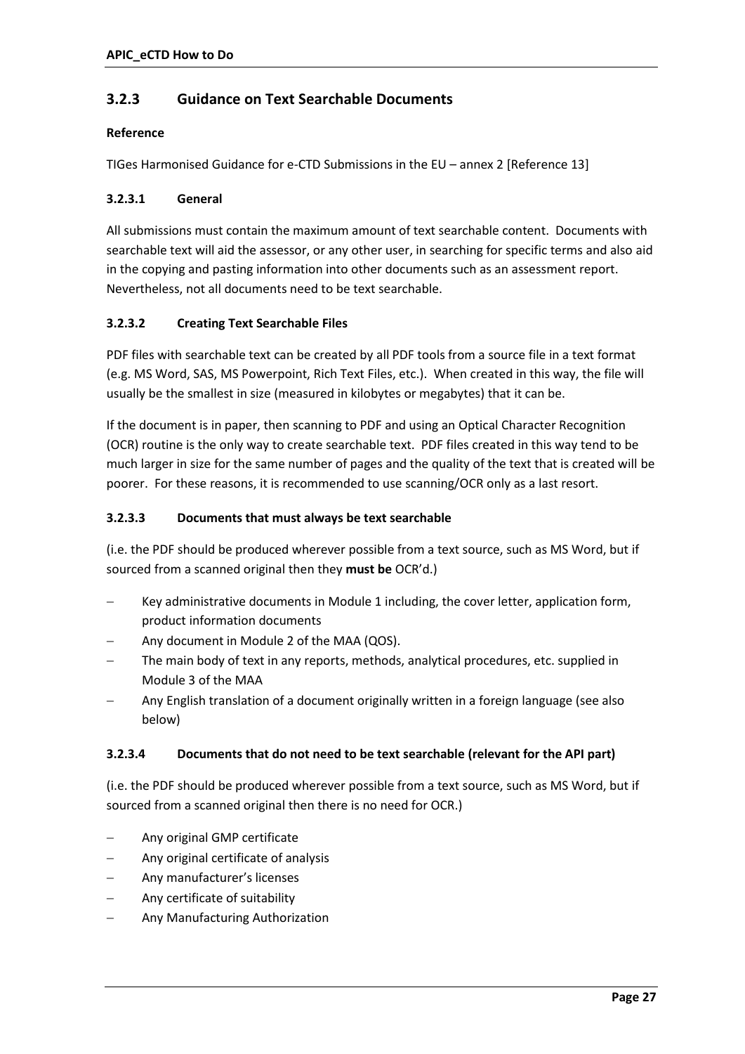### 3.2.3 Guidance on Text Searchable Documents

**Reference**

TIGes Harmonised Guidance for e-CTD Submissions in the EU – annex 2 [Reference 13]

#### 3.2.3.1 General

All submissions must contain the maximum amount of text searchable content. Documents with searchable text will aid the assessor, or any other user, in searching for specific terms and also aid in the copying and pasting information into other documents such as an assessment report. Nevertheless, not all documents need to be text searchable.

#### 3.2.3.2 Creating Text Searchable Files

PDF files with searchable text can be created by all PDF tools from a source file in a text format (e.g. MS Word, SAS, MS Powerpoint, Rich Text Files, etc.). When created in this way, the file will usually be the smallest in size (measured in kilobytes or megabytes) that it can be.

If the document is in paper, then scanning to PDF and using an Optical Character Recognition (OCR) routine is the only way to create searchable text. PDF files created in this way tend to be much larger in size for the same number of pages and the quality of the text that is created will be poorer. For these reasons, it is recommended to use scanning/OCR only as a last resort.

#### 3.2.3.3 Documents that must always be text searchable

(i.e. the PDF should be produced wherever possible from a text source, such as MS Word, but if sourced from a scanned original then they **must be** OCR'd.)

- Key administrative documents in Module 1 including, the cover letter, application form, product information documents
- Any document in Module 2 of the MAA (QOS).
- The main body of text in any reports, methods, analytical procedures, etc. supplied in Module 3 of the MAA
- Any English translation of a document originally written in a foreign language (see also below)

#### 3.2.3.4 Documents that do not need to be text searchable (relevant for the API part)

(i.e. the PDF should be produced wherever possible from a text source, such as MS Word, but if sourced from a scanned original then there is no need for OCR.)

- Any original GMP certificate
- Any original certificate of analysis
- Any manufacturer's licenses
- Any certificate of suitability
- Any Manufacturing Authorization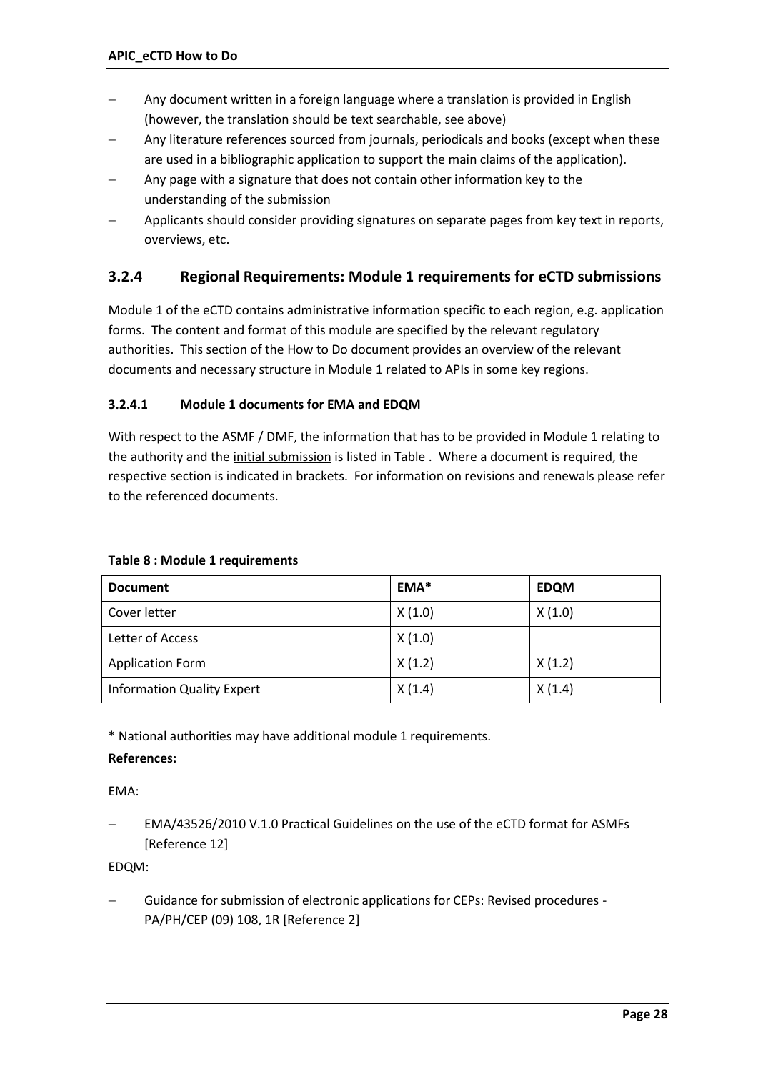- Any document written in a foreign language where a translation is provided in English (however, the translation should be text searchable, see above)
- Any literature references sourced from journals, periodicals and books (except when these are used in a bibliographic application to support the main claims of the application).
- Any page with a signature that does not contain other information key to the understanding of the submission
- Applicants should consider providing signatures on separate pages from key text in reports, overviews, etc.

### 3.2.4 Regional Requirements: Module 1 requirements for eCTD submissions

Module 1 of the eCTD contains administrative information specific to each region, e.g. application forms. The content and format of this module are specified by the relevant regulatory authorities. This section of the How to Do document provides an overview of the relevant documents and necessary structure in Module 1 related to APIs in some key regions.

#### 3.2.4.1 Module 1 documents for EMA and EDQM

With respect to the ASMF / DMF, the information that has to be provided in Module 1 relating to the authority and the <u>initial submission</u> is listed in Table . Where a document is required, the respective section is indicated in brackets. For information on revisions and renewals please refer to the referenced documents.

**Table 8 : Module 1 requirements**

| Document | EMA* | EDQM |
| --- | --- | --- |
| Cover letter | X (1.0) | X (1.0) |
| Letter of Access | X (1.0) | |
| Application Form | X (1.2) | X (1.2) |
| Information Quality Expert | X (1.4) | X (1.4) |

* National authorities may have additional module 1 requirements.

**References:**

EMA:

- EMA/43526/2010 V.1.0 Practical Guidelines on the use of the eCTD format for ASMFs [Reference 12]

EDQM:

- Guidance for submission of electronic applications for CEPs: Revised procedures - PA/PH/CEP (09) 108, 1R [Reference 2]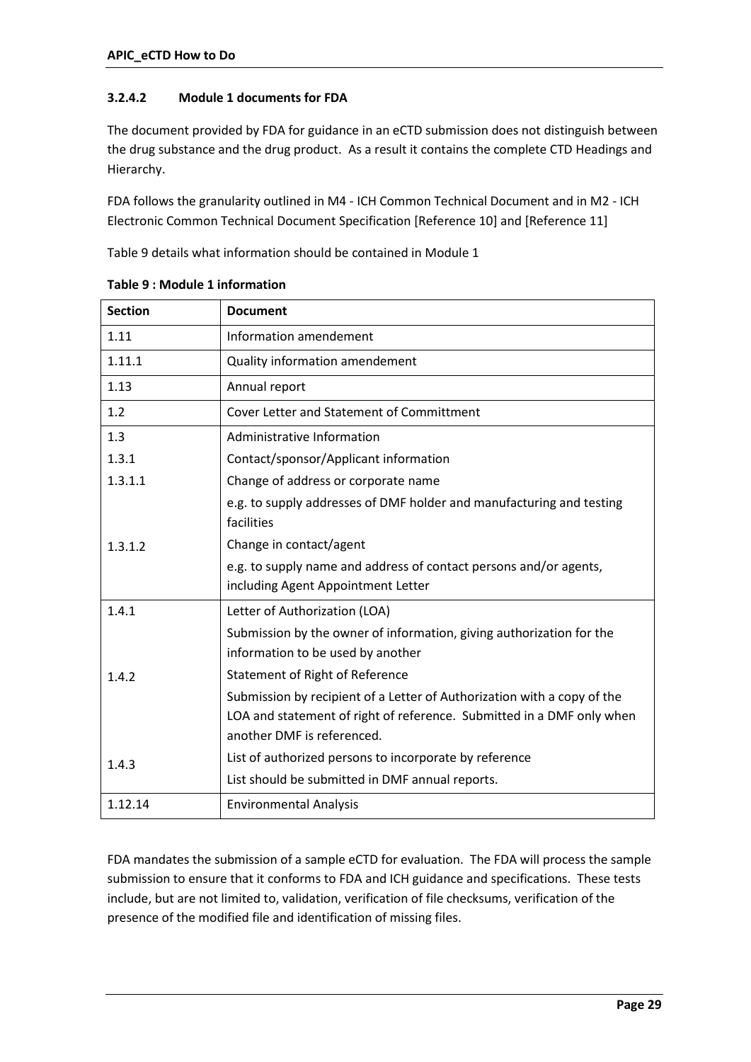#### 3.2.4.2 Module 1 documents for FDA

The document provided by FDA for guidance in an eCTD submission does not distinguish between the drug substance and the drug product. As a result it contains the complete CTD Headings and Hierarchy.

FDA follows the granularity outlined in M4 - ICH Common Technical Document and in M2 - ICH Electronic Common Technical Document Specification [Reference 10] and [Reference 11]

Table 9 details what information should be contained in Module 1

**Table 9 : Module 1 information**

| Section | Document |
|---|---|
| 1.11 | Information amendement |
| 1.11.1 | Quality information amendement |
| 1.13 | Annual report |
| 1.2 | Cover Letter and Statement of Committment |
| 1.3<br>1.3.1<br>1.3.1.1<br><br>1.3.1.2 | Administrative Information<br>Contact/sponsor/Applicant information<br>Change of address or corporate name<br>e.g. to supply addresses of DMF holder and manufacturing and testing facilities<br>Change in contact/agent<br>e.g. to supply name and address of contact persons and/or agents, including Agent Appointment Letter |
| 1.4.1<br><br>1.4.2<br><br>1.4.3 | Letter of Authorization (LOA)<br>Submission by the owner of information, giving authorization for the information to be used by another<br>Statement of Right of Reference<br>Submission by recipient of a Letter of Authorization with a copy of the LOA and statement of right of reference. Submitted in a DMF only when another DMF is referenced.<br>List of authorized persons to incorporate by reference<br>List should be submitted in DMF annual reports. |
| 1.12.14 | Environmental Analysis |

FDA mandates the submission of a sample eCTD for evaluation. The FDA will process the sample submission to ensure that it conforms to FDA and ICH guidance and specifications. These tests include, but are not limited to, validation, verification of file checksums, verification of the presence of the modified file and identification of missing files.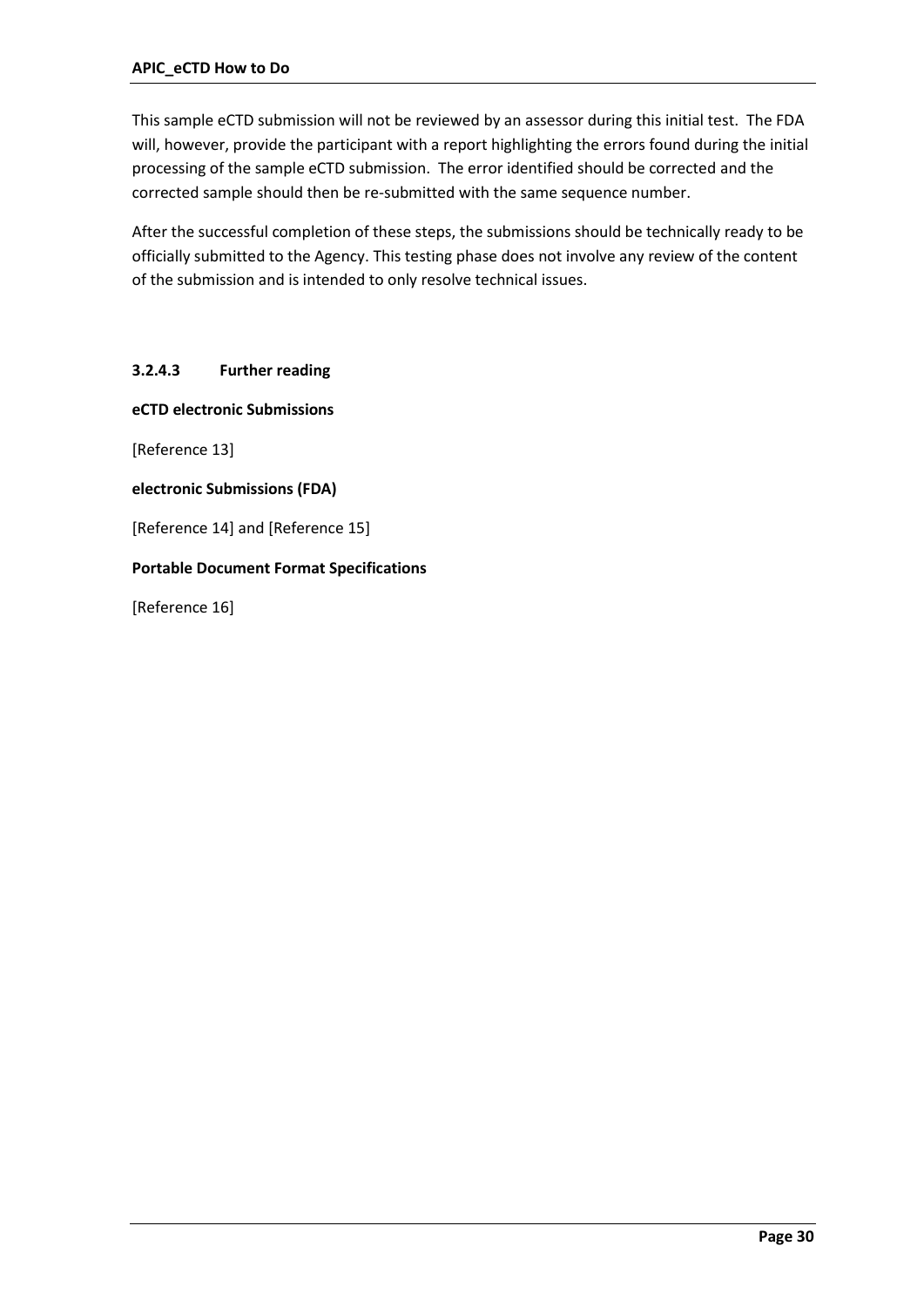This sample eCTD submission will not be reviewed by an assessor during this initial test. The FDA will, however, provide the participant with a report highlighting the errors found during the initial processing of the sample eCTD submission. The error identified should be corrected and the corrected sample should then be re-submitted with the same sequence number.

After the successful completion of these steps, the submissions should be technically ready to be officially submitted to the Agency. This testing phase does not involve any review of the content of the submission and is intended to only resolve technical issues.

#### 3.2.4.3 Further reading

**eCTD electronic Submissions**

[Reference 13]

**electronic Submissions (FDA)**

[Reference 14] and [Reference 15]

**Portable Document Format Specifications**

[Reference 16]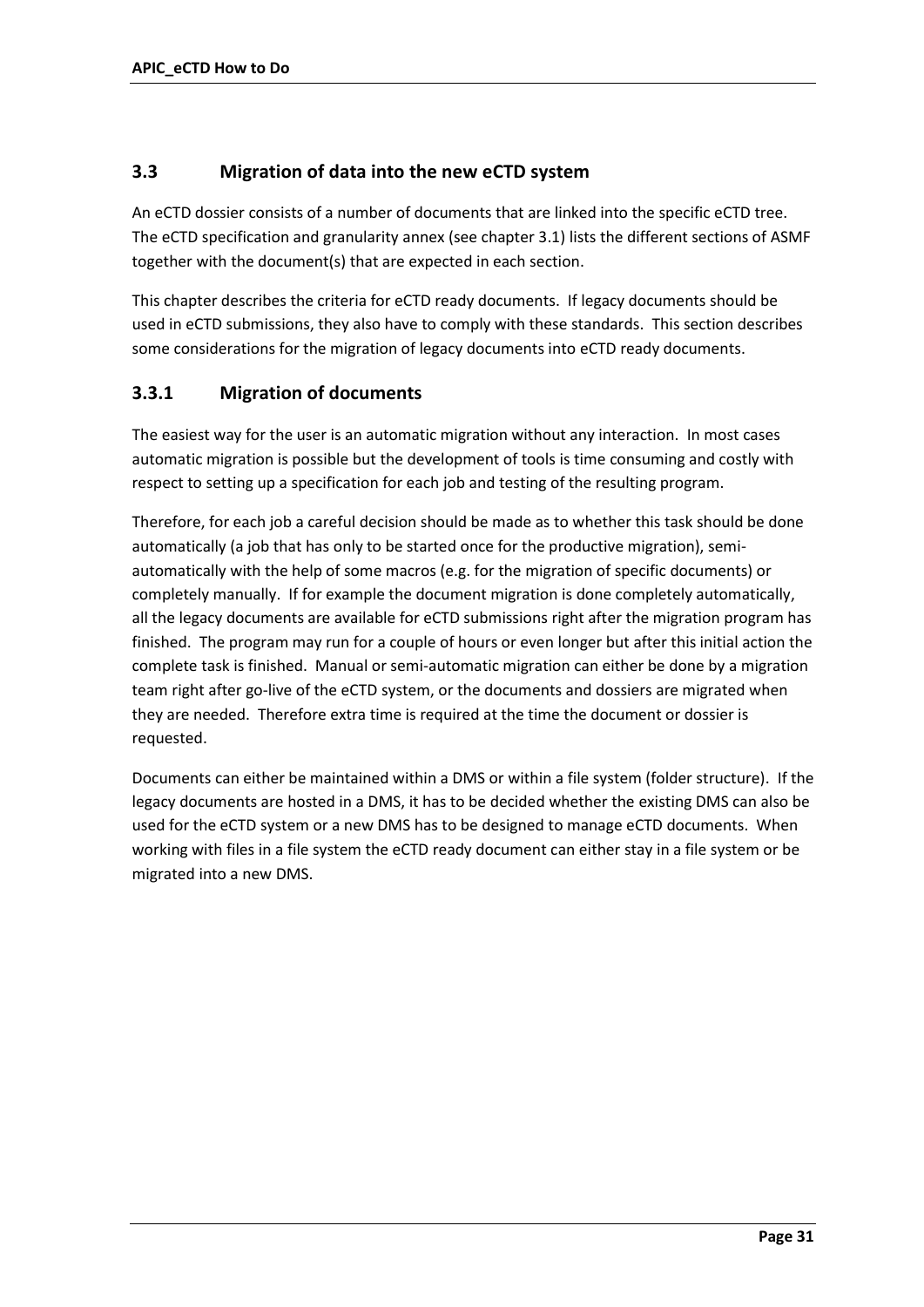## 3.3 Migration of data into the new eCTD system

An eCTD dossier consists of a number of documents that are linked into the specific eCTD tree. The eCTD specification and granularity annex (see chapter 3.1) lists the different sections of ASMF together with the document(s) that are expected in each section.

This chapter describes the criteria for eCTD ready documents. If legacy documents should be used in eCTD submissions, they also have to comply with these standards. This section describes some considerations for the migration of legacy documents into eCTD ready documents.

### 3.3.1 Migration of documents

The easiest way for the user is an automatic migration without any interaction. In most cases automatic migration is possible but the development of tools is time consuming and costly with respect to setting up a specification for each job and testing of the resulting program.

Therefore, for each job a careful decision should be made as to whether this task should be done automatically (a job that has only to be started once for the productive migration), semi-automatically with the help of some macros (e.g. for the migration of specific documents) or completely manually. If for example the document migration is done completely automatically, all the legacy documents are available for eCTD submissions right after the migration program has finished. The program may run for a couple of hours or even longer but after this initial action the complete task is finished. Manual or semi-automatic migration can either be done by a migration team right after go-live of the eCTD system, or the documents and dossiers are migrated when they are needed. Therefore extra time is required at the time the document or dossier is requested.

Documents can either be maintained within a DMS or within a file system (folder structure). If the legacy documents are hosted in a DMS, it has to be decided whether the existing DMS can also be used for the eCTD system or a new DMS has to be designed to manage eCTD documents. When working with files in a file system the eCTD ready document can either stay in a file system or be migrated into a new DMS.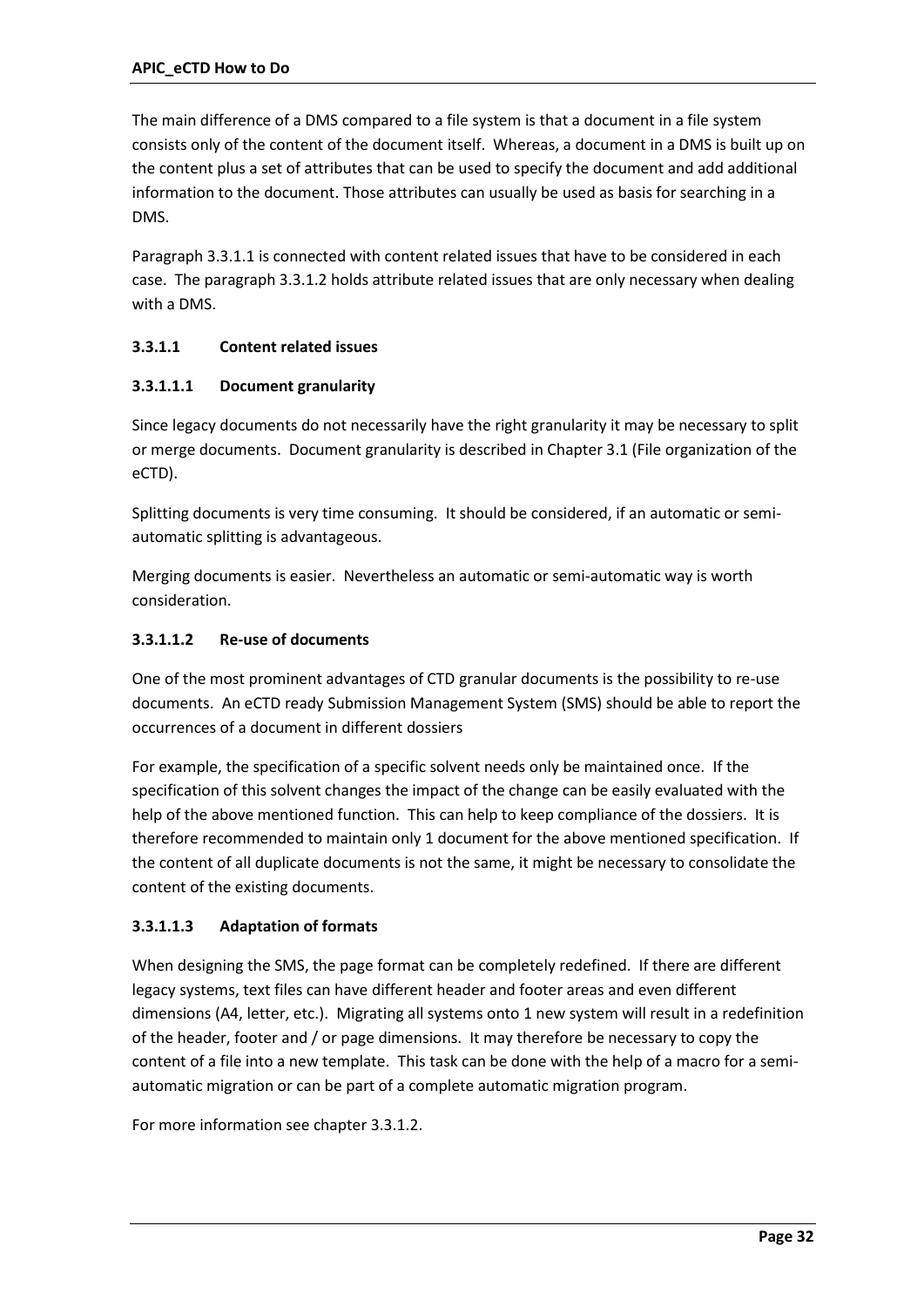The main difference of a DMS compared to a file system is that a document in a file system consists only of the content of the document itself. Whereas, a document in a DMS is built up on the content plus a set of attributes that can be used to specify the document and add additional information to the document. Those attributes can usually be used as basis for searching in a DMS.

Paragraph 3.3.1.1 is connected with content related issues that have to be considered in each case. The paragraph 3.3.1.2 holds attribute related issues that are only necessary when dealing with a DMS.

#### 3.3.1.1 Content related issues

##### 3.3.1.1.1 Document granularity

Since legacy documents do not necessarily have the right granularity it may be necessary to split or merge documents. Document granularity is described in Chapter 3.1 (File organization of the eCTD).

Splitting documents is very time consuming. It should be considered, if an automatic or semi-automatic splitting is advantageous.

Merging documents is easier. Nevertheless an automatic or semi-automatic way is worth consideration.

##### 3.3.1.1.2 Re-use of documents

One of the most prominent advantages of CTD granular documents is the possibility to re-use documents. An eCTD ready Submission Management System (SMS) should be able to report the occurrences of a document in different dossiers

For example, the specification of a specific solvent needs only be maintained once. If the specification of this solvent changes the impact of the change can be easily evaluated with the help of the above mentioned function. This can help to keep compliance of the dossiers. It is therefore recommended to maintain only 1 document for the above mentioned specification. If the content of all duplicate documents is not the same, it might be necessary to consolidate the content of the existing documents.

##### 3.3.1.1.3 Adaptation of formats

When designing the SMS, the page format can be completely redefined. If there are different legacy systems, text files can have different header and footer areas and even different dimensions (A4, letter, etc.). Migrating all systems onto 1 new system will result in a redefinition of the header, footer and / or page dimensions. It may therefore be necessary to copy the content of a file into a new template. This task can be done with the help of a macro for a semi-automatic migration or can be part of a complete automatic migration program.

For more information see chapter 3.3.1.2.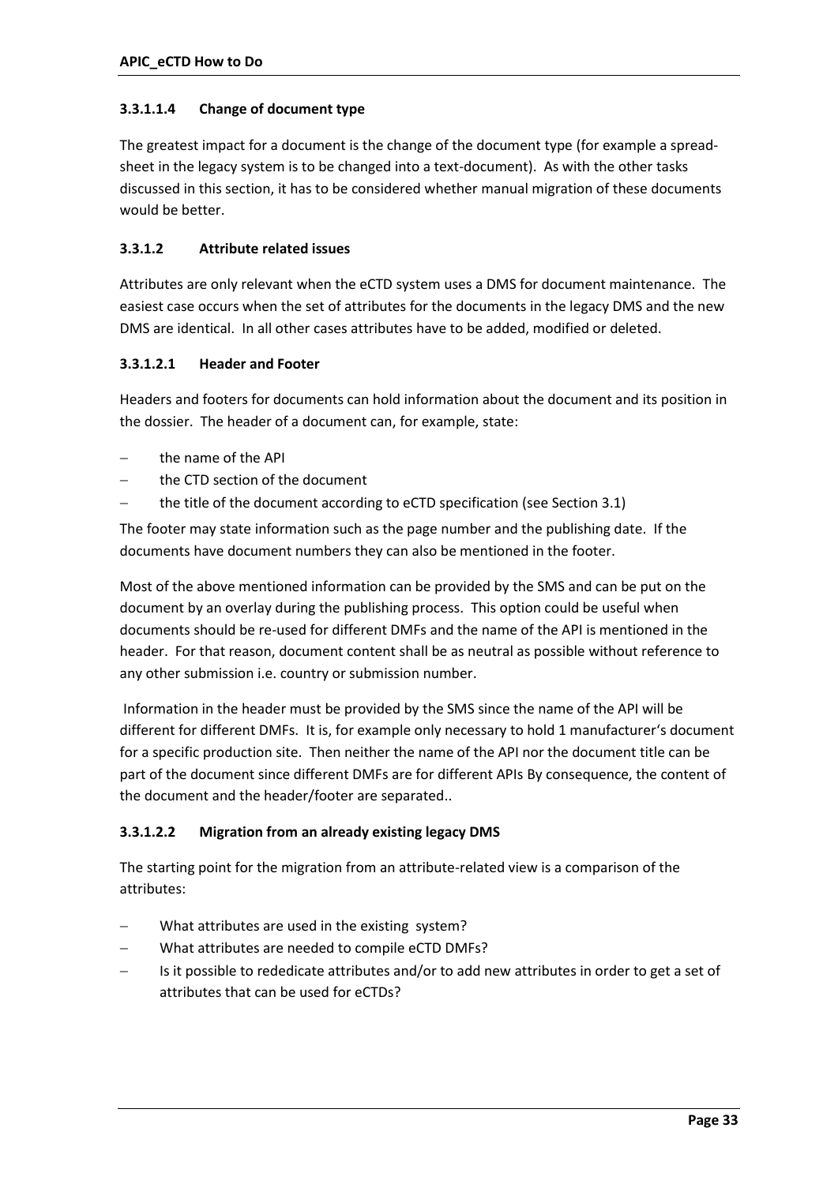#### 3.3.1.1.4 Change of document type

The greatest impact for a document is the change of the document type (for example a spread-sheet in the legacy system is to be changed into a text-document). As with the other tasks discussed in this section, it has to be considered whether manual migration of these documents would be better.

### 3.3.1.2 Attribute related issues

Attributes are only relevant when the eCTD system uses a DMS for document maintenance. The easiest case occurs when the set of attributes for the documents in the legacy DMS and the new DMS are identical. In all other cases attributes have to be added, modified or deleted.

#### 3.3.1.2.1 Header and Footer

Headers and footers for documents can hold information about the document and its position in the dossier. The header of a document can, for example, state:

- the name of the API
- the CTD section of the document
- the title of the document according to eCTD specification (see Section 3.1)

The footer may state information such as the page number and the publishing date. If the documents have document numbers they can also be mentioned in the footer.

Most of the above mentioned information can be provided by the SMS and can be put on the document by an overlay during the publishing process. This option could be useful when documents should be re-used for different DMFs and the name of the API is mentioned in the header. For that reason, document content shall be as neutral as possible without reference to any other submission i.e. country or submission number.

Information in the header must be provided by the SMS since the name of the API will be different for different DMFs. It is, for example only necessary to hold 1 manufacturer's document for a specific production site. Then neither the name of the API nor the document title can be part of the document since different DMFs are for different APIs By consequence, the content of the document and the header/footer are separated..

#### 3.3.1.2.2 Migration from an already existing legacy DMS

The starting point for the migration from an attribute-related view is a comparison of the attributes:

- What attributes are used in the existing system?
- What attributes are needed to compile eCTD DMFs?
- Is it possible to rededicate attributes and/or to add new attributes in order to get a set of attributes that can be used for eCTDs?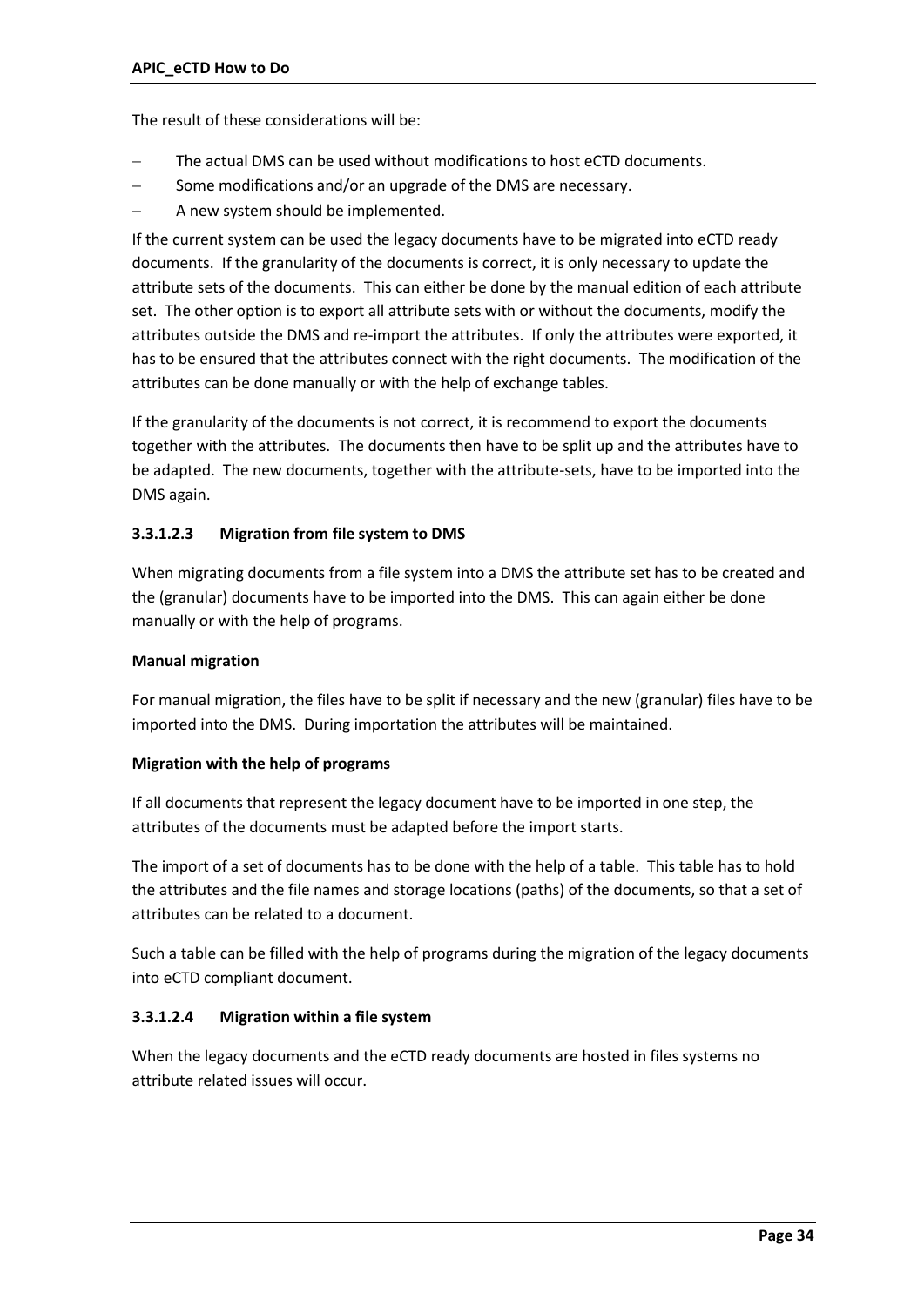The result of these considerations will be:

- The actual DMS can be used without modifications to host eCTD documents.
- Some modifications and/or an upgrade of the DMS are necessary.
- A new system should be implemented.

If the current system can be used the legacy documents have to be migrated into eCTD ready documents. If the granularity of the documents is correct, it is only necessary to update the attribute sets of the documents. This can either be done by the manual edition of each attribute set. The other option is to export all attribute sets with or without the documents, modify the attributes outside the DMS and re-import the attributes. If only the attributes were exported, it has to be ensured that the attributes connect with the right documents. The modification of the attributes can be done manually or with the help of exchange tables.

If the granularity of the documents is not correct, it is recommend to export the documents together with the attributes. The documents then have to be split up and the attributes have to be adapted. The new documents, together with the attribute-sets, have to be imported into the DMS again.

#### 3.3.1.2.3 Migration from file system to DMS

When migrating documents from a file system into a DMS the attribute set has to be created and the (granular) documents have to be imported into the DMS. This can again either be done manually or with the help of programs.

**Manual migration**

For manual migration, the files have to be split if necessary and the new (granular) files have to be imported into the DMS. During importation the attributes will be maintained.

**Migration with the help of programs**

If all documents that represent the legacy document have to be imported in one step, the attributes of the documents must be adapted before the import starts.

The import of a set of documents has to be done with the help of a table. This table has to hold the attributes and the file names and storage locations (paths) of the documents, so that a set of attributes can be related to a document.

Such a table can be filled with the help of programs during the migration of the legacy documents into eCTD compliant document.

#### 3.3.1.2.4 Migration within a file system

When the legacy documents and the eCTD ready documents are hosted in files systems no attribute related issues will occur.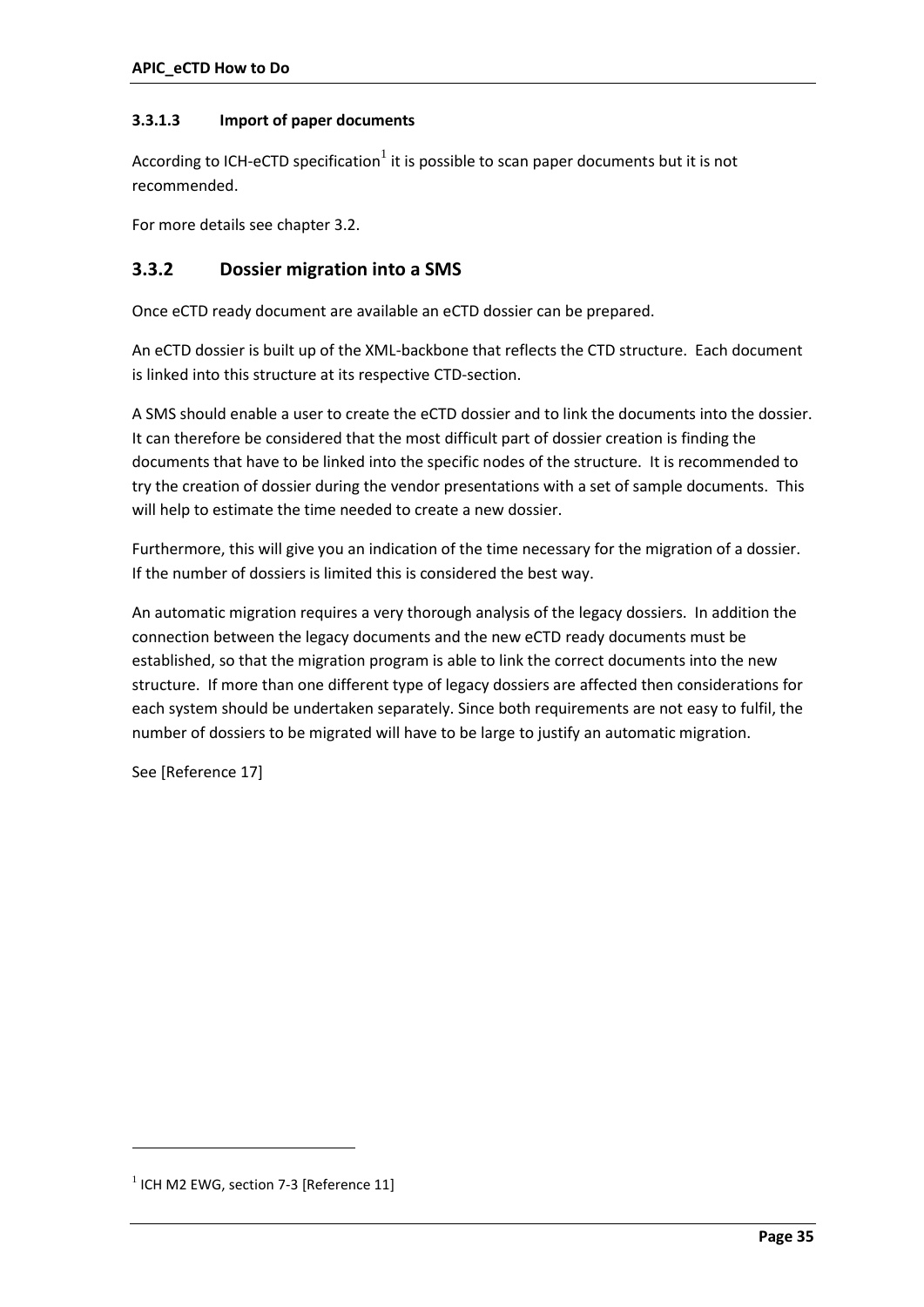#### 3.3.1.3 Import of paper documents

According to ICH-eCTD specification[1] it is possible to scan paper documents but it is not recommended.

For more details see chapter 3.2.

### 3.3.2 Dossier migration into a SMS

Once eCTD ready document are available an eCTD dossier can be prepared.

An eCTD dossier is built up of the XML-backbone that reflects the CTD structure. Each document is linked into this structure at its respective CTD-section.

A SMS should enable a user to create the eCTD dossier and to link the documents into the dossier. It can therefore be considered that the most difficult part of dossier creation is finding the documents that have to be linked into the specific nodes of the structure. It is recommended to try the creation of dossier during the vendor presentations with a set of sample documents. This will help to estimate the time needed to create a new dossier.

Furthermore, this will give you an indication of the time necessary for the migration of a dossier. If the number of dossiers is limited this is considered the best way.

An automatic migration requires a very thorough analysis of the legacy dossiers. In addition the connection between the legacy documents and the new eCTD ready documents must be established, so that the migration program is able to link the correct documents into the new structure. If more than one different type of legacy dossiers are affected then considerations for each system should be undertaken separately. Since both requirements are not easy to fulfil, the number of dossiers to be migrated will have to be large to justify an automatic migration.

See [Reference 17]

---

[1] ICH M2 EWG, section 7-3 [Reference 11]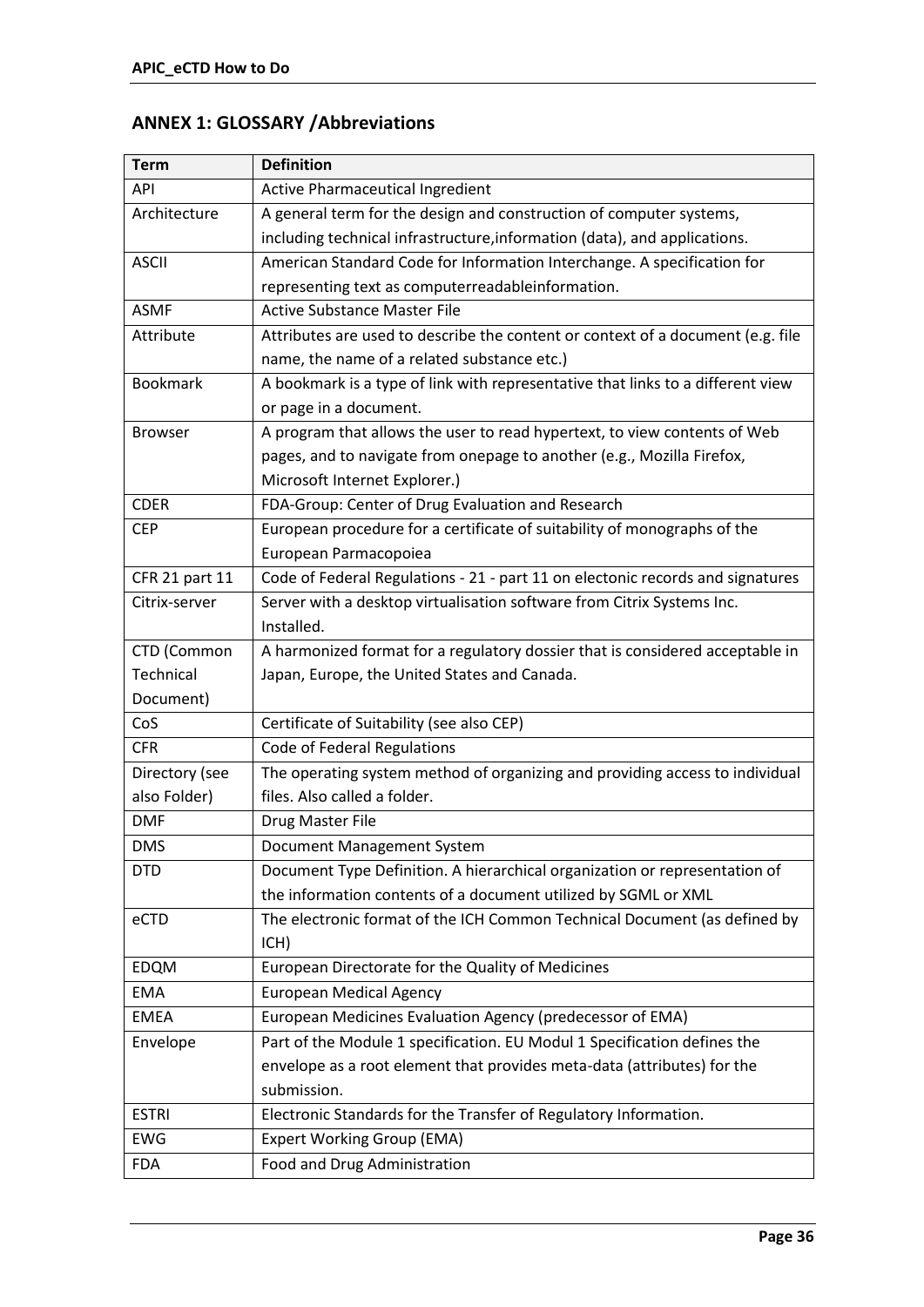## ANNEX 1: GLOSSARY /Abbreviations

| Term | Definition |
|---|---|
| API | Active Pharmaceutical Ingredient |
| Architecture | A general term for the design and construction of computer systems, including technical infrastructure,information (data), and applications. |
| ASCII | American Standard Code for Information Interchange. A specification for representing text as computerreadableinformation. |
| ASMF | Active Substance Master File |
| Attribute | Attributes are used to describe the content or context of a document (e.g. file name, the name of a related substance etc.) |
| Bookmark | A bookmark is a type of link with representative that links to a different view or page in a document. |
| Browser | A program that allows the user to read hypertext, to view contents of Web pages, and to navigate from onepage to another (e.g., Mozilla Firefox, Microsoft Internet Explorer.) |
| CDER | FDA-Group: Center of Drug Evaluation and Research |
| CEP | European procedure for a certificate of suitability of monographs of the European Parmacopoiea |
| CFR 21 part 11 | Code of Federal Regulations - 21 - part 11 on electonic records and signatures |
| Citrix-server | Server with a desktop virtualisation software from Citrix Systems Inc. Installed. |
| CTD (Common Technical Document) | A harmonized format for a regulatory dossier that is considered acceptable in Japan, Europe, the United States and Canada. |
| CoS | Certificate of Suitability (see also CEP) |
| CFR | Code of Federal Regulations |
| Directory (see also Folder) | The operating system method of organizing and providing access to individual files. Also called a folder. |
| DMF | Drug Master File |
| DMS | Document Management System |
| DTD | Document Type Definition. A hierarchical organization or representation of the information contents of a document utilized by SGML or XML |
| eCTD | The electronic format of the ICH Common Technical Document (as defined by ICH) |
| EDQM | European Directorate for the Quality of Medicines |
| EMA | European Medical Agency |
| EMEA | European Medicines Evaluation Agency (predecessor of EMA) |
| Envelope | Part of the Module 1 specification. EU Modul 1 Specification defines the envelope as a root element that provides meta-data (attributes) for the submission. |
| ESTRI | Electronic Standards for the Transfer of Regulatory Information. |
| EWG | Expert Working Group (EMA) |
| FDA | Food and Drug Administration |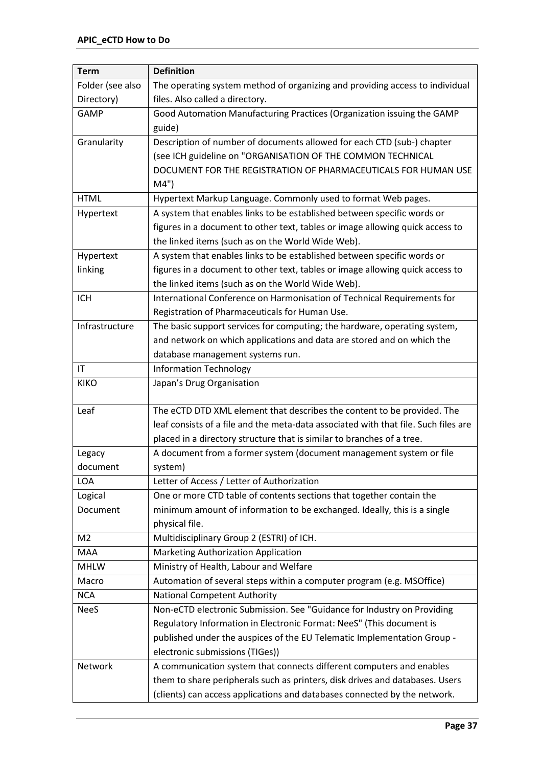| Term | Definition |
|---|---|
| Folder (see also Directory) | The operating system method of organizing and providing access to individual files. Also called a directory. |
| GAMP | Good Automation Manufacturing Practices (Organization issuing the GAMP guide) |
| Granularity | Description of number of documents allowed for each CTD (sub-) chapter (see ICH guideline on "ORGANISATION OF THE COMMON TECHNICAL DOCUMENT FOR THE REGISTRATION OF PHARMACEUTICALS FOR HUMAN USE M4") |
| HTML | Hypertext Markup Language. Commonly used to format Web pages. |
| Hypertext | A system that enables links to be established between specific words or figures in a document to other text, tables or image allowing quick access to the linked items (such as on the World Wide Web). |
| Hypertext linking | A system that enables links to be established between specific words or figures in a document to other text, tables or image allowing quick access to the linked items (such as on the World Wide Web). |
| ICH | International Conference on Harmonisation of Technical Requirements for Registration of Pharmaceuticals for Human Use. |
| Infrastructure | The basic support services for computing; the hardware, operating system, and network on which applications and data are stored and on which the database management systems run. |
| IT | Information Technology |
| KIKO | Japan's Drug Organisation |
| Leaf | The eCTD DTD XML element that describes the content to be provided. The leaf consists of a file and the meta-data associated with that file. Such files are placed in a directory structure that is similar to branches of a tree. |
| Legacy document | A document from a former system (document management system or file system) |
| LOA | Letter of Access / Letter of Authorization |
| Logical Document | One or more CTD table of contents sections that together contain the minimum amount of information to be exchanged. Ideally, this is a single physical file. |
| M2 | Multidisciplinary Group 2 (ESTRI) of ICH. |
| MAA | Marketing Authorization Application |
| MHLW | Ministry of Health, Labour and Welfare |
| Macro | Automation of several steps within a computer program (e.g. MSOffice) |
| NCA | National Competent Authority |
| NeeS | Non-eCTD electronic Submission. See "Guidance for Industry on Providing Regulatory Information in Electronic Format: NeeS" (This document is published under the auspices of the EU Telematic Implementation Group - electronic submissions (TIGes)) |
| Network | A communication system that connects different computers and enables them to share peripherals such as printers, disk drives and databases. Users (clients) can access applications and databases connected by the network. |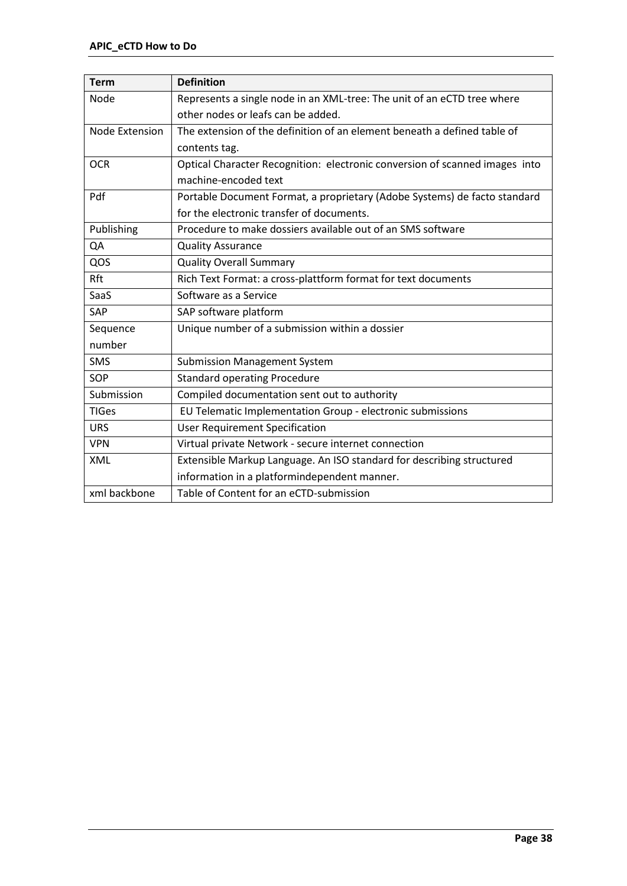| Term | Definition |
|---|---|
| Node | Represents a single node in an XML-tree: The unit of an eCTD tree where other nodes or leafs can be added. |
| Node Extension | The extension of the definition of an element beneath a defined table of contents tag. |
| OCR | Optical Character Recognition: electronic conversion of scanned images into machine-encoded text |
| Pdf | Portable Document Format, a proprietary (Adobe Systems) de facto standard for the electronic transfer of documents. |
| Publishing | Procedure to make dossiers available out of an SMS software |
| QA | Quality Assurance |
| QOS | Quality Overall Summary |
| Rft | Rich Text Format: a cross-plattform format for text documents |
| SaaS | Software as a Service |
| SAP | SAP software platform |
| Sequence number | Unique number of a submission within a dossier |
| SMS | Submission Management System |
| SOP | Standard operating Procedure |
| Submission | Compiled documentation sent out to authority |
| TIGes | EU Telematic Implementation Group - electronic submissions |
| URS | User Requirement Specification |
| VPN | Virtual private Network - secure internet connection |
| XML | Extensible Markup Language. An ISO standard for describing structured information in a platformindependent manner. |
| xml backbone | Table of Content for an eCTD-submission |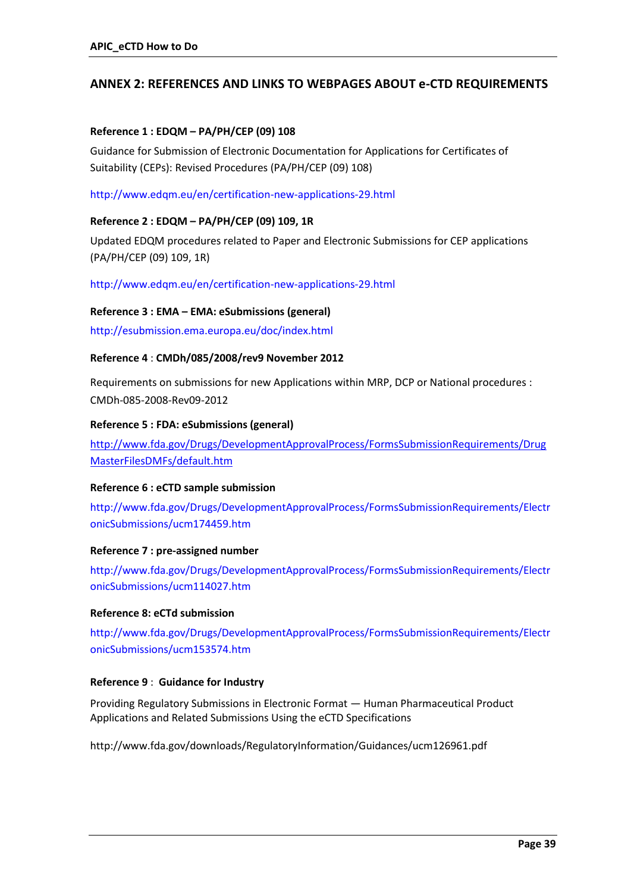## ANNEX 2: REFERENCES AND LINKS TO WEBPAGES ABOUT e-CTD REQUIREMENTS

**Reference 1 : EDQM – PA/PH/CEP (09) 108**

Guidance for Submission of Electronic Documentation for Applications for Certificates of Suitability (CEPs): Revised Procedures (PA/PH/CEP (09) 108)

http://www.edqm.eu/en/certification-new-applications-29.html

**Reference 2 : EDQM – PA/PH/CEP (09) 109, 1R**

Updated EDQM procedures related to Paper and Electronic Submissions for CEP applications (PA/PH/CEP (09) 109, 1R)

http://www.edqm.eu/en/certification-new-applications-29.html

**Reference 3 : EMA – EMA: eSubmissions (general)**

http://esubmission.ema.europa.eu/doc/index.html

**Reference 4** : **CMDh/085/2008/rev9 November 2012**

Requirements on submissions for new Applications within MRP, DCP or National procedures : CMDh-085-2008-Rev09-2012

**Reference 5 : FDA: eSubmissions (general)**

http://www.fda.gov/Drugs/DevelopmentApprovalProcess/FormsSubmissionRequirements/DrugMasterFilesDMFs/default.htm

**Reference 6 : eCTD sample submission**

http://www.fda.gov/Drugs/DevelopmentApprovalProcess/FormsSubmissionRequirements/ElectronicSubmissions/ucm174459.htm

**Reference 7 : pre-assigned number**

http://www.fda.gov/Drugs/DevelopmentApprovalProcess/FormsSubmissionRequirements/ElectronicSubmissions/ucm114027.htm

**Reference 8: eCTd submission**

http://www.fda.gov/Drugs/DevelopmentApprovalProcess/FormsSubmissionRequirements/ElectronicSubmissions/ucm153574.htm

**Reference 9** : **Guidance for Industry**

Providing Regulatory Submissions in Electronic Format — Human Pharmaceutical Product Applications and Related Submissions Using the eCTD Specifications

http://www.fda.gov/downloads/RegulatoryInformation/Guidances/ucm126961.pdf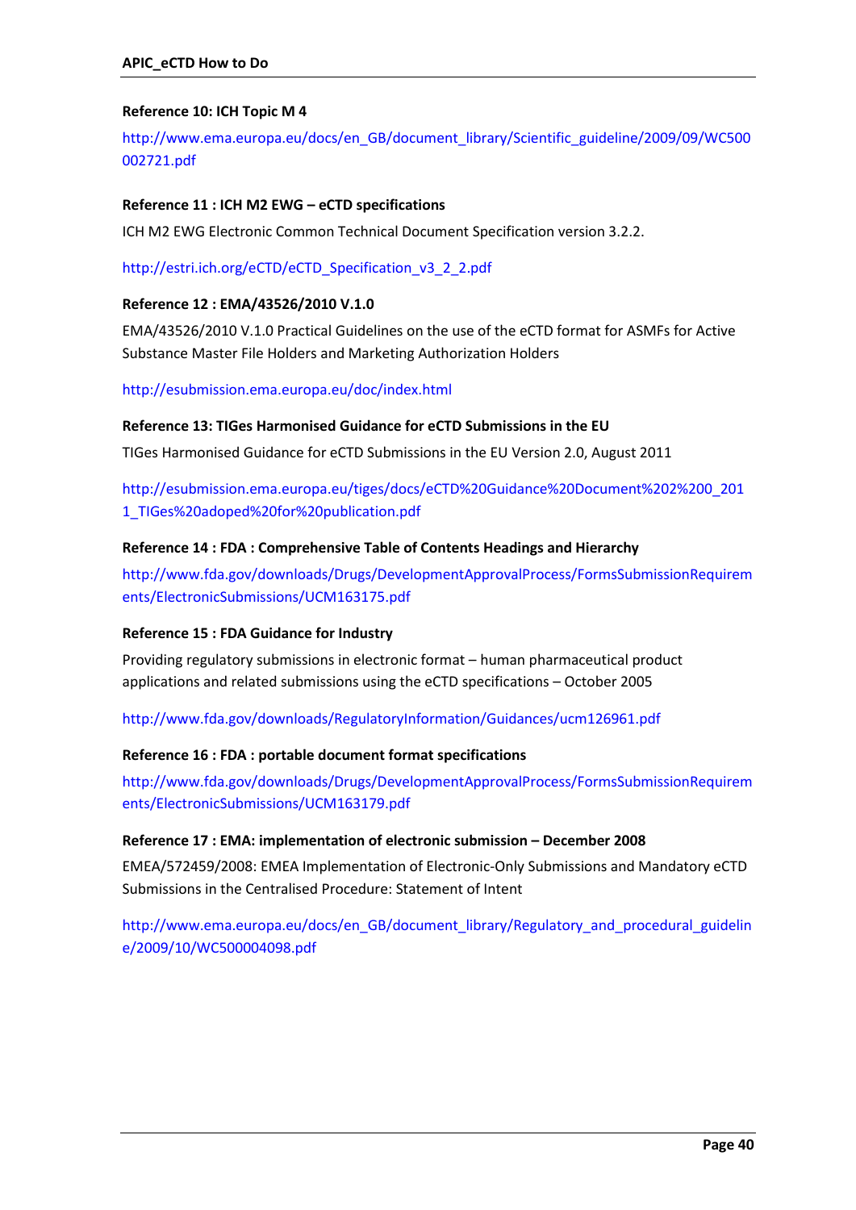**Reference 10: ICH Topic M 4**

http://www.ema.europa.eu/docs/en_GB/document_library/Scientific_guideline/2009/09/WC500002721.pdf

**Reference 11 : ICH M2 EWG – eCTD specifications**

ICH M2 EWG Electronic Common Technical Document Specification version 3.2.2.

http://estri.ich.org/eCTD/eCTD_Specification_v3_2_2.pdf

**Reference 12 : EMA/43526/2010 V.1.0**

EMA/43526/2010 V.1.0 Practical Guidelines on the use of the eCTD format for ASMFs for Active Substance Master File Holders and Marketing Authorization Holders

http://esubmission.ema.europa.eu/doc/index.html

**Reference 13: TIGes Harmonised Guidance for eCTD Submissions in the EU**

TIGes Harmonised Guidance for eCTD Submissions in the EU Version 2.0, August 2011

http://esubmission.ema.europa.eu/tiges/docs/eCTD%20Guidance%20Document%202%200_2011_TIGes%20adoped%20for%20publication.pdf

**Reference 14 : FDA : Comprehensive Table of Contents Headings and Hierarchy**

http://www.fda.gov/downloads/Drugs/DevelopmentApprovalProcess/FormsSubmissionRequirements/ElectronicSubmissions/UCM163175.pdf

**Reference 15 : FDA Guidance for Industry**

Providing regulatory submissions in electronic format – human pharmaceutical product applications and related submissions using the eCTD specifications – October 2005

http://www.fda.gov/downloads/RegulatoryInformation/Guidances/ucm126961.pdf

**Reference 16 : FDA : portable document format specifications**

http://www.fda.gov/downloads/Drugs/DevelopmentApprovalProcess/FormsSubmissionRequirements/ElectronicSubmissions/UCM163179.pdf

**Reference 17 : EMA: implementation of electronic submission – December 2008**

EMEA/572459/2008: EMEA Implementation of Electronic-Only Submissions and Mandatory eCTD Submissions in the Centralised Procedure: Statement of Intent

http://www.ema.europa.eu/docs/en_GB/document_library/Regulatory_and_procedural_guideline/2009/10/WC500004098.pdf